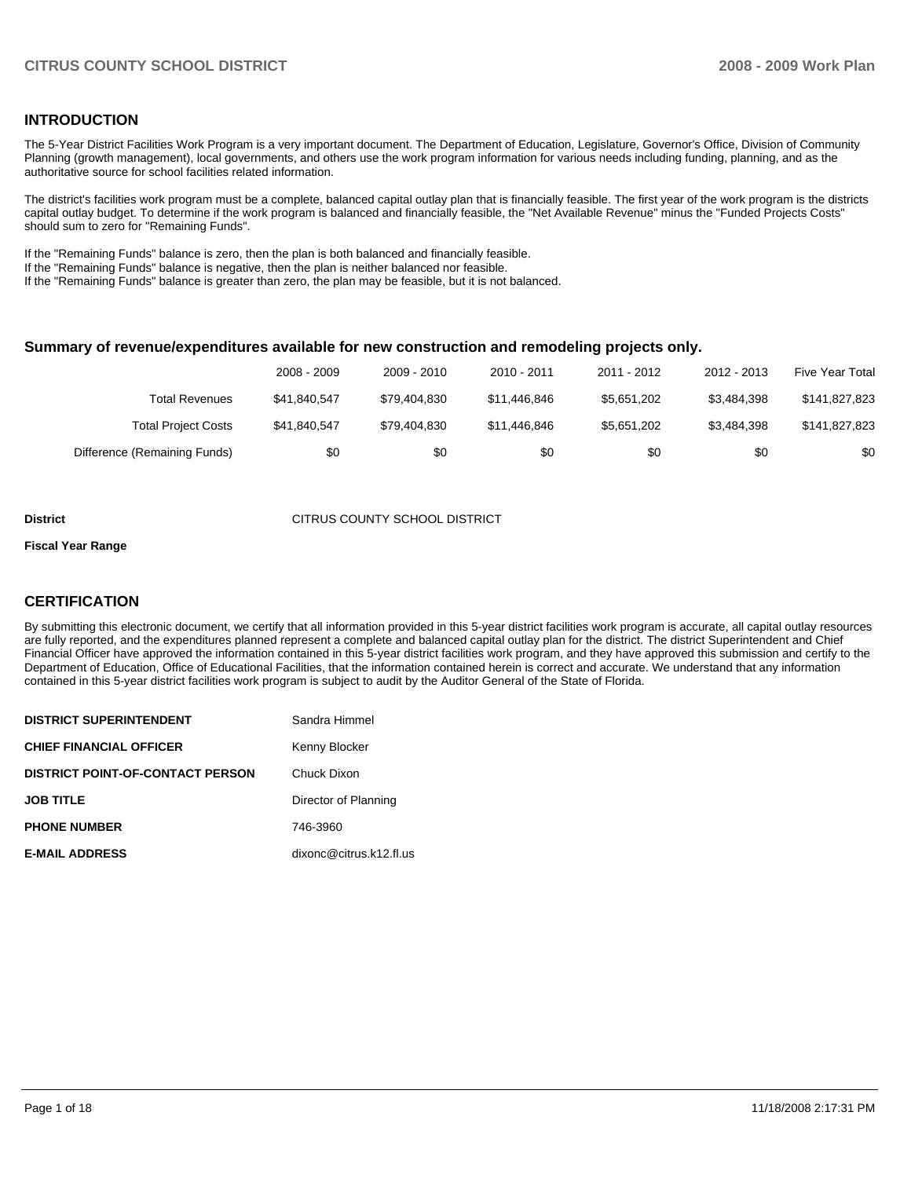## INTRODUCTION

The 5-Year District Facilities Work Program is a very important document. The Department of Education, Legislature, Governor's Office, Division of Community Planning (growth management), local governments, and others use the work program information for various needs including funding, planning, and as the authoritative source for school facilities related information.

The district's facilities work program must be a complete, balanced capital outlay plan that is financially feasible. The first year of the work program is the districts capital outlay budget. To determine if the work program is balanced and financially feasible, the "Net Available Revenue" minus the "Funded Projects Costs" should sum to zero for "Remaining Funds".

If the "Remaining Funds" balance is zero, then the plan is both balanced and financially feasible.
If the "Remaining Funds" balance is negative, then the plan is neither balanced nor feasible.
If the "Remaining Funds" balance is greater than zero, the plan may be feasible, but it is not balanced.

### Summary of revenue/expenditures available for new construction and remodeling projects only.

| | 2008 - 2009 | 2009 - 2010 | 2010 - 2011 | 2011 - 2012 | 2012 - 2013 | Five Year Total |
|---|---|---|---|---|---|---|
| Total Revenues | $41,840,547 | $79,404,830 | $11,446,846 | $5,651,202 | $3,484,398 | $141,827,823 |
| Total Project Costs | $41,840,547 | $79,404,830 | $11,446,846 | $5,651,202 | $3,484,398 | $141,827,823 |
| Difference (Remaining Funds) | $0 | $0 | $0 | $0 | $0 | $0 |

**District** CITRUS COUNTY SCHOOL DISTRICT

**Fiscal Year Range**

## CERTIFICATION

By submitting this electronic document, we certify that all information provided in this 5-year district facilities work program is accurate, all capital outlay resources are fully reported, and the expenditures planned represent a complete and balanced capital outlay plan for the district. The district Superintendent and Chief Financial Officer have approved the information contained in this 5-year district facilities work program, and they have approved this submission and certify to the Department of Education, Office of Educational Facilities, that the information contained herein is correct and accurate. We understand that any information contained in this 5-year district facilities work program is subject to audit by the Auditor General of the State of Florida.

| | |
|---|---|
| **DISTRICT SUPERINTENDENT** | Sandra Himmel |
| **CHIEF FINANCIAL OFFICER** | Kenny Blocker |
| **DISTRICT POINT-OF-CONTACT PERSON** | Chuck Dixon |
| **JOB TITLE** | Director of Planning |
| **PHONE NUMBER** | 746-3960 |
| **E-MAIL ADDRESS** | dixonc@citrus.k12.fl.us |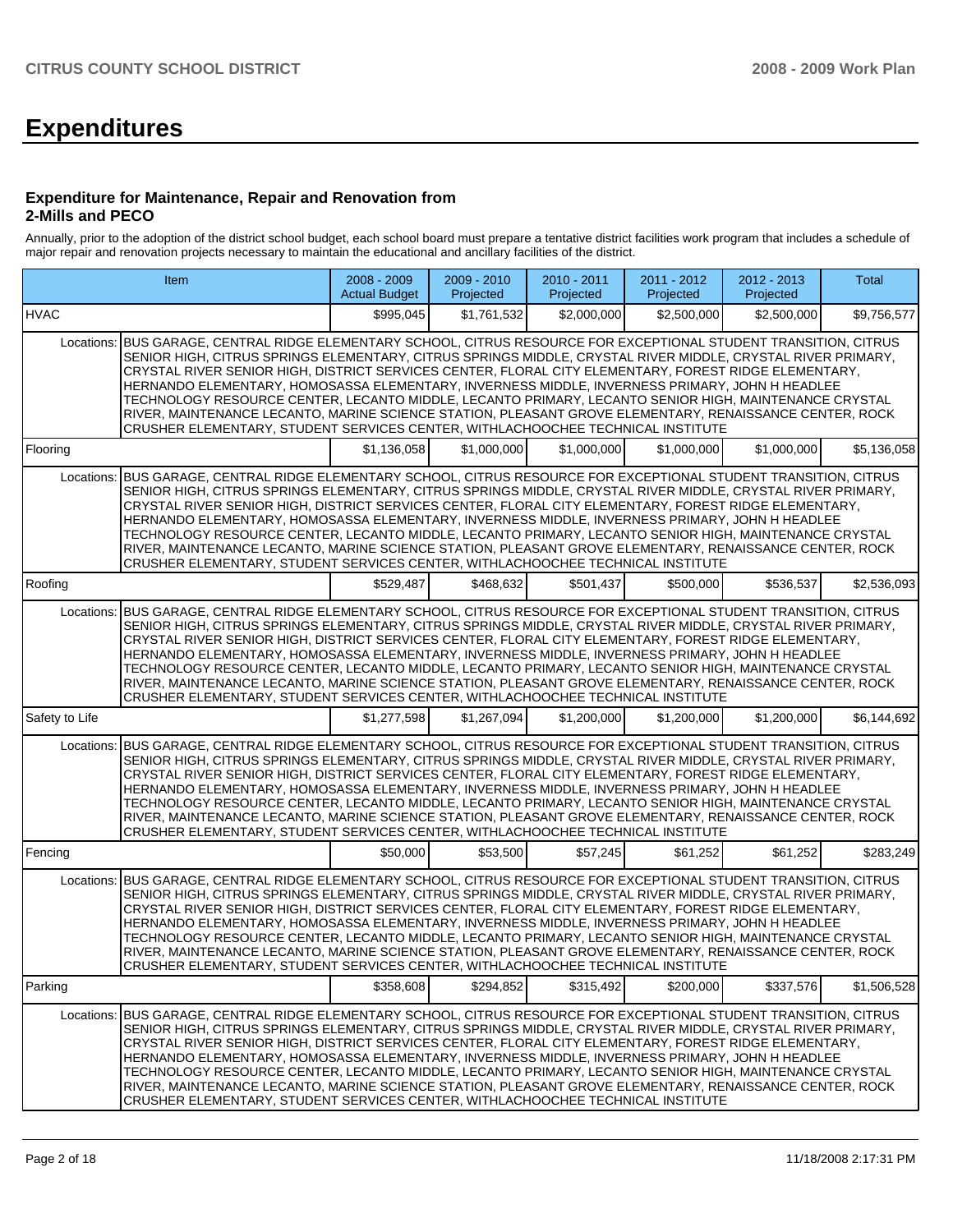# Expenditures

### Expenditure for Maintenance, Repair and Renovation from 2-Mills and PECO

Annually, prior to the adoption of the district school budget, each school board must prepare a tentative district facilities work program that includes a schedule of major repair and renovation projects necessary to maintain the educational and ancillary facilities of the district.

| Item | | 2008 - 2009 Actual Budget | 2009 - 2010 Projected | 2010 - 2011 Projected | 2011 - 2012 Projected | 2012 - 2013 Projected | Total |
|---|---|---|---|---|---|---|---|
| HVAC | | $995,045 | $1,761,532 | $2,000,000 | $2,500,000 | $2,500,000 | $9,756,577 |
| Locations: | BUS GARAGE, CENTRAL RIDGE ELEMENTARY SCHOOL, CITRUS RESOURCE FOR EXCEPTIONAL STUDENT TRANSITION, CITRUS SENIOR HIGH, CITRUS SPRINGS ELEMENTARY, CITRUS SPRINGS MIDDLE, CRYSTAL RIVER MIDDLE, CRYSTAL RIVER PRIMARY, CRYSTAL RIVER SENIOR HIGH, DISTRICT SERVICES CENTER, FLORAL CITY ELEMENTARY, FOREST RIDGE ELEMENTARY, HERNANDO ELEMENTARY, HOMOSASSA ELEMENTARY, INVERNESS MIDDLE, INVERNESS PRIMARY, JOHN H HEADLEE TECHNOLOGY RESOURCE CENTER, LECANTO MIDDLE, LECANTO PRIMARY, LECANTO SENIOR HIGH, MAINTENANCE CRYSTAL RIVER, MAINTENANCE LECANTO, MARINE SCIENCE STATION, PLEASANT GROVE ELEMENTARY, RENAISSANCE CENTER, ROCK CRUSHER ELEMENTARY, STUDENT SERVICES CENTER, WITHLACHOOCHEE TECHNICAL INSTITUTE | | | | | | |
| Flooring | | $1,136,058 | $1,000,000 | $1,000,000 | $1,000,000 | $1,000,000 | $5,136,058 |
| Locations: | BUS GARAGE, CENTRAL RIDGE ELEMENTARY SCHOOL, CITRUS RESOURCE FOR EXCEPTIONAL STUDENT TRANSITION, CITRUS SENIOR HIGH, CITRUS SPRINGS ELEMENTARY, CITRUS SPRINGS MIDDLE, CRYSTAL RIVER MIDDLE, CRYSTAL RIVER PRIMARY, CRYSTAL RIVER SENIOR HIGH, DISTRICT SERVICES CENTER, FLORAL CITY ELEMENTARY, FOREST RIDGE ELEMENTARY, HERNANDO ELEMENTARY, HOMOSASSA ELEMENTARY, INVERNESS MIDDLE, INVERNESS PRIMARY, JOHN H HEADLEE TECHNOLOGY RESOURCE CENTER, LECANTO MIDDLE, LECANTO PRIMARY, LECANTO SENIOR HIGH, MAINTENANCE CRYSTAL RIVER, MAINTENANCE LECANTO, MARINE SCIENCE STATION, PLEASANT GROVE ELEMENTARY, RENAISSANCE CENTER, ROCK CRUSHER ELEMENTARY, STUDENT SERVICES CENTER, WITHLACHOOCHEE TECHNICAL INSTITUTE | | | | | | |
| Roofing | | $529,487 | $468,632 | $501,437 | $500,000 | $536,537 | $2,536,093 |
| Locations: | BUS GARAGE, CENTRAL RIDGE ELEMENTARY SCHOOL, CITRUS RESOURCE FOR EXCEPTIONAL STUDENT TRANSITION, CITRUS SENIOR HIGH, CITRUS SPRINGS ELEMENTARY, CITRUS SPRINGS MIDDLE, CRYSTAL RIVER MIDDLE, CRYSTAL RIVER PRIMARY, CRYSTAL RIVER SENIOR HIGH, DISTRICT SERVICES CENTER, FLORAL CITY ELEMENTARY, FOREST RIDGE ELEMENTARY, HERNANDO ELEMENTARY, HOMOSASSA ELEMENTARY, INVERNESS MIDDLE, INVERNESS PRIMARY, JOHN H HEADLEE TECHNOLOGY RESOURCE CENTER, LECANTO MIDDLE, LECANTO PRIMARY, LECANTO SENIOR HIGH, MAINTENANCE CRYSTAL RIVER, MAINTENANCE LECANTO, MARINE SCIENCE STATION, PLEASANT GROVE ELEMENTARY, RENAISSANCE CENTER, ROCK CRUSHER ELEMENTARY, STUDENT SERVICES CENTER, WITHLACHOOCHEE TECHNICAL INSTITUTE | | | | | | |
| Safety to Life | | $1,277,598 | $1,267,094 | $1,200,000 | $1,200,000 | $1,200,000 | $6,144,692 |
| Locations: | BUS GARAGE, CENTRAL RIDGE ELEMENTARY SCHOOL, CITRUS RESOURCE FOR EXCEPTIONAL STUDENT TRANSITION, CITRUS SENIOR HIGH, CITRUS SPRINGS ELEMENTARY, CITRUS SPRINGS MIDDLE, CRYSTAL RIVER MIDDLE, CRYSTAL RIVER PRIMARY, CRYSTAL RIVER SENIOR HIGH, DISTRICT SERVICES CENTER, FLORAL CITY ELEMENTARY, FOREST RIDGE ELEMENTARY, HERNANDO ELEMENTARY, HOMOSASSA ELEMENTARY, INVERNESS MIDDLE, INVERNESS PRIMARY, JOHN H HEADLEE TECHNOLOGY RESOURCE CENTER, LECANTO MIDDLE, LECANTO PRIMARY, LECANTO SENIOR HIGH, MAINTENANCE CRYSTAL RIVER, MAINTENANCE LECANTO, MARINE SCIENCE STATION, PLEASANT GROVE ELEMENTARY, RENAISSANCE CENTER, ROCK CRUSHER ELEMENTARY, STUDENT SERVICES CENTER, WITHLACHOOCHEE TECHNICAL INSTITUTE | | | | | | |
| Fencing | | $50,000 | $53,500 | $57,245 | $61,252 | $61,252 | $283,249 |
| Locations: | BUS GARAGE, CENTRAL RIDGE ELEMENTARY SCHOOL, CITRUS RESOURCE FOR EXCEPTIONAL STUDENT TRANSITION, CITRUS SENIOR HIGH, CITRUS SPRINGS ELEMENTARY, CITRUS SPRINGS MIDDLE, CRYSTAL RIVER MIDDLE, CRYSTAL RIVER PRIMARY, CRYSTAL RIVER SENIOR HIGH, DISTRICT SERVICES CENTER, FLORAL CITY ELEMENTARY, FOREST RIDGE ELEMENTARY, HERNANDO ELEMENTARY, HOMOSASSA ELEMENTARY, INVERNESS MIDDLE, INVERNESS PRIMARY, JOHN H HEADLEE TECHNOLOGY RESOURCE CENTER, LECANTO MIDDLE, LECANTO PRIMARY, LECANTO SENIOR HIGH, MAINTENANCE CRYSTAL RIVER, MAINTENANCE LECANTO, MARINE SCIENCE STATION, PLEASANT GROVE ELEMENTARY, RENAISSANCE CENTER, ROCK CRUSHER ELEMENTARY, STUDENT SERVICES CENTER, WITHLACHOOCHEE TECHNICAL INSTITUTE | | | | | | |
| Parking | | $358,608 | $294,852 | $315,492 | $200,000 | $337,576 | $1,506,528 |
| Locations: | BUS GARAGE, CENTRAL RIDGE ELEMENTARY SCHOOL, CITRUS RESOURCE FOR EXCEPTIONAL STUDENT TRANSITION, CITRUS SENIOR HIGH, CITRUS SPRINGS ELEMENTARY, CITRUS SPRINGS MIDDLE, CRYSTAL RIVER MIDDLE, CRYSTAL RIVER PRIMARY, CRYSTAL RIVER SENIOR HIGH, DISTRICT SERVICES CENTER, FLORAL CITY ELEMENTARY, FOREST RIDGE ELEMENTARY, HERNANDO ELEMENTARY, HOMOSASSA ELEMENTARY, INVERNESS MIDDLE, INVERNESS PRIMARY, JOHN H HEADLEE TECHNOLOGY RESOURCE CENTER, LECANTO MIDDLE, LECANTO PRIMARY, LECANTO SENIOR HIGH, MAINTENANCE CRYSTAL RIVER, MAINTENANCE LECANTO, MARINE SCIENCE STATION, PLEASANT GROVE ELEMENTARY, RENAISSANCE CENTER, ROCK CRUSHER ELEMENTARY, STUDENT SERVICES CENTER, WITHLACHOOCHEE TECHNICAL INSTITUTE | | | | | | |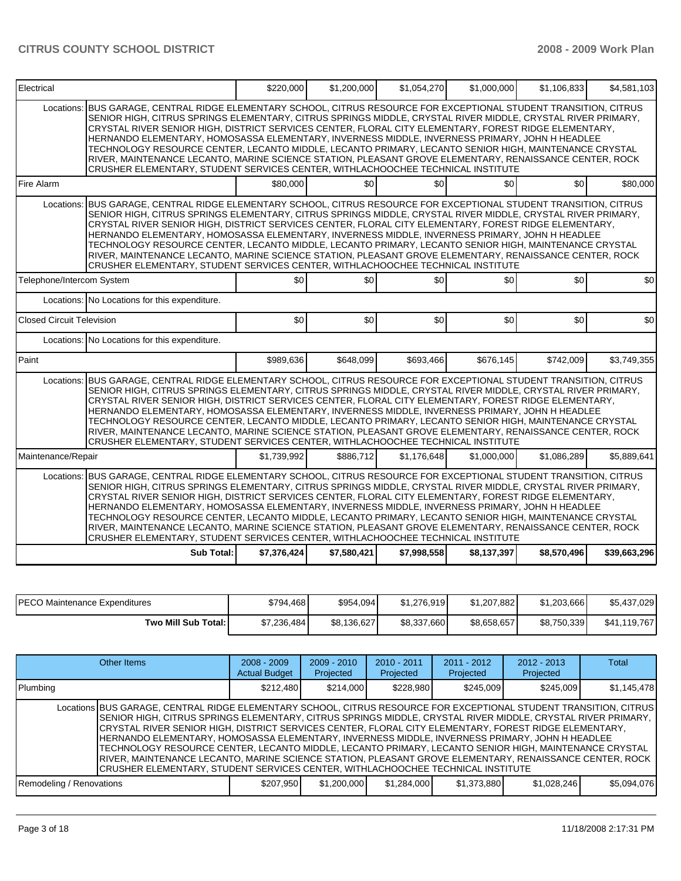| Electrical | | $220,000 | $1,200,000 | $1,054,270 | $1,000,000 | $1,106,833 | $4,581,103 |
|---|---|---|---|---|---|---|---|
| | Locations: | BUS GARAGE, CENTRAL RIDGE ELEMENTARY SCHOOL, CITRUS RESOURCE FOR EXCEPTIONAL STUDENT TRANSITION, CITRUS SENIOR HIGH, CITRUS SPRINGS ELEMENTARY, CITRUS SPRINGS MIDDLE, CRYSTAL RIVER MIDDLE, CRYSTAL RIVER PRIMARY, CRYSTAL RIVER SENIOR HIGH, DISTRICT SERVICES CENTER, FLORAL CITY ELEMENTARY, FOREST RIDGE ELEMENTARY, HERNANDO ELEMENTARY, HOMOSASSA ELEMENTARY, INVERNESS MIDDLE, INVERNESS PRIMARY, JOHN H HEADLEE TECHNOLOGY RESOURCE CENTER, LECANTO MIDDLE, LECANTO PRIMARY, LECANTO SENIOR HIGH, MAINTENANCE CRYSTAL RIVER, MAINTENANCE LECANTO, MARINE SCIENCE STATION, PLEASANT GROVE ELEMENTARY, RENAISSANCE CENTER, ROCK CRUSHER ELEMENTARY, STUDENT SERVICES CENTER, WITHLACHOOCHEE TECHNICAL INSTITUTE | | | | | |
| Fire Alarm | | $80,000 | $0 | $0 | $0 | $0 | $80,000 |
| | Locations: | BUS GARAGE, CENTRAL RIDGE ELEMENTARY SCHOOL, CITRUS RESOURCE FOR EXCEPTIONAL STUDENT TRANSITION, CITRUS SENIOR HIGH, CITRUS SPRINGS ELEMENTARY, CITRUS SPRINGS MIDDLE, CRYSTAL RIVER MIDDLE, CRYSTAL RIVER PRIMARY, CRYSTAL RIVER SENIOR HIGH, DISTRICT SERVICES CENTER, FLORAL CITY ELEMENTARY, FOREST RIDGE ELEMENTARY, HERNANDO ELEMENTARY, HOMOSASSA ELEMENTARY, INVERNESS MIDDLE, INVERNESS PRIMARY, JOHN H HEADLEE TECHNOLOGY RESOURCE CENTER, LECANTO MIDDLE, LECANTO PRIMARY, LECANTO SENIOR HIGH, MAINTENANCE CRYSTAL RIVER, MAINTENANCE LECANTO, MARINE SCIENCE STATION, PLEASANT GROVE ELEMENTARY, RENAISSANCE CENTER, ROCK CRUSHER ELEMENTARY, STUDENT SERVICES CENTER, WITHLACHOOCHEE TECHNICAL INSTITUTE | | | | | |
| Telephone/Intercom System | | $0 | $0 | $0 | $0 | $0 | $0 |
| | Locations: | No Locations for this expenditure. | | | | | |
| Closed Circuit Television | | $0 | $0 | $0 | $0 | $0 | $0 |
| | Locations: | No Locations for this expenditure. | | | | | |
| Paint | | $989,636 | $648,099 | $693,466 | $676,145 | $742,009 | $3,749,355 |
| | Locations: | BUS GARAGE, CENTRAL RIDGE ELEMENTARY SCHOOL, CITRUS RESOURCE FOR EXCEPTIONAL STUDENT TRANSITION, CITRUS SENIOR HIGH, CITRUS SPRINGS ELEMENTARY, CITRUS SPRINGS MIDDLE, CRYSTAL RIVER MIDDLE, CRYSTAL RIVER PRIMARY, CRYSTAL RIVER SENIOR HIGH, DISTRICT SERVICES CENTER, FLORAL CITY ELEMENTARY, FOREST RIDGE ELEMENTARY, HERNANDO ELEMENTARY, HOMOSASSA ELEMENTARY, INVERNESS MIDDLE, INVERNESS PRIMARY, JOHN H HEADLEE TECHNOLOGY RESOURCE CENTER, LECANTO MIDDLE, LECANTO PRIMARY, LECANTO SENIOR HIGH, MAINTENANCE CRYSTAL RIVER, MAINTENANCE LECANTO, MARINE SCIENCE STATION, PLEASANT GROVE ELEMENTARY, RENAISSANCE CENTER, ROCK CRUSHER ELEMENTARY, STUDENT SERVICES CENTER, WITHLACHOOCHEE TECHNICAL INSTITUTE | | | | | |
| Maintenance/Repair | | $1,739,992 | $886,712 | $1,176,648 | $1,000,000 | $1,086,289 | $5,889,641 |
| | Locations: | BUS GARAGE, CENTRAL RIDGE ELEMENTARY SCHOOL, CITRUS RESOURCE FOR EXCEPTIONAL STUDENT TRANSITION, CITRUS SENIOR HIGH, CITRUS SPRINGS ELEMENTARY, CITRUS SPRINGS MIDDLE, CRYSTAL RIVER MIDDLE, CRYSTAL RIVER PRIMARY, CRYSTAL RIVER SENIOR HIGH, DISTRICT SERVICES CENTER, FLORAL CITY ELEMENTARY, FOREST RIDGE ELEMENTARY, HERNANDO ELEMENTARY, HOMOSASSA ELEMENTARY, INVERNESS MIDDLE, INVERNESS PRIMARY, JOHN H HEADLEE TECHNOLOGY RESOURCE CENTER, LECANTO MIDDLE, LECANTO PRIMARY, LECANTO SENIOR HIGH, MAINTENANCE CRYSTAL RIVER, MAINTENANCE LECANTO, MARINE SCIENCE STATION, PLEASANT GROVE ELEMENTARY, RENAISSANCE CENTER, ROCK CRUSHER ELEMENTARY, STUDENT SERVICES CENTER, WITHLACHOOCHEE TECHNICAL INSTITUTE | | | | | |
| | **Sub Total:** | **$7,376,424** | **$7,580,421** | **$7,998,558** | **$8,137,397** | **$8,570,496** | **$39,663,296** |

| PECO Maintenance Expenditures | $794,468 | $954,094 | $1,276,919 | $1,207,882 | $1,203,666 | $5,437,029 |
|---|---|---|---|---|---|---|
| **Two Mill Sub Total:** | $7,236,484 | $8,136,627 | $8,337,660 | $8,658,657 | $8,750,339 | $41,119,767 |

| Other Items | | 2008 - 2009 Actual Budget | 2009 - 2010 Projected | 2010 - 2011 Projected | 2011 - 2012 Projected | 2012 - 2013 Projected | Total |
|---|---|---|---|---|---|---|---|
| Plumbing | | $212,480 | $214,000 | $228,980 | $245,009 | $245,009 | $1,145,478 |
| | Locations | BUS GARAGE, CENTRAL RIDGE ELEMENTARY SCHOOL, CITRUS RESOURCE FOR EXCEPTIONAL STUDENT TRANSITION, CITRUS SENIOR HIGH, CITRUS SPRINGS ELEMENTARY, CITRUS SPRINGS MIDDLE, CRYSTAL RIVER MIDDLE, CRYSTAL RIVER PRIMARY, CRYSTAL RIVER SENIOR HIGH, DISTRICT SERVICES CENTER, FLORAL CITY ELEMENTARY, FOREST RIDGE ELEMENTARY, HERNANDO ELEMENTARY, HOMOSASSA ELEMENTARY, INVERNESS MIDDLE, INVERNESS PRIMARY, JOHN H HEADLEE TECHNOLOGY RESOURCE CENTER, LECANTO MIDDLE, LECANTO PRIMARY, LECANTO SENIOR HIGH, MAINTENANCE CRYSTAL RIVER, MAINTENANCE LECANTO, MARINE SCIENCE STATION, PLEASANT GROVE ELEMENTARY, RENAISSANCE CENTER, ROCK CRUSHER ELEMENTARY, STUDENT SERVICES CENTER, WITHLACHOOCHEE TECHNICAL INSTITUTE | | | | | |
| Remodeling / Renovations | | $207,950 | $1,200,000 | $1,284,000 | $1,373,880 | $1,028,246 | $5,094,076 |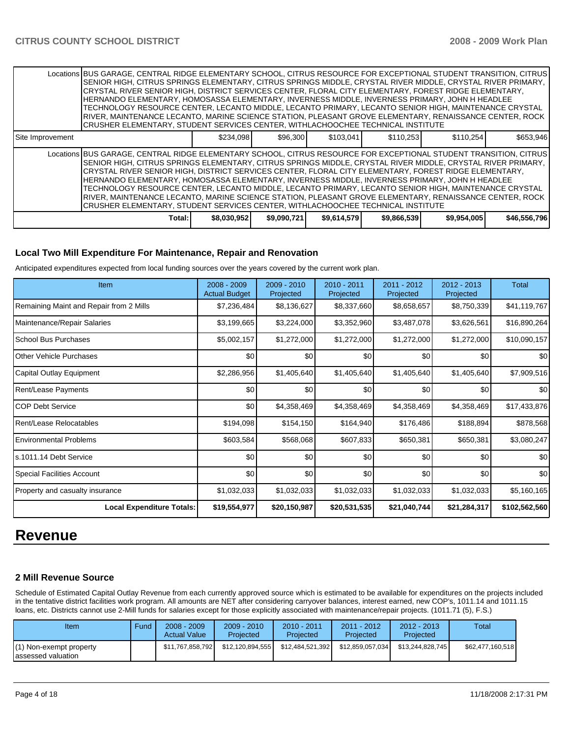| | | | | | | |
|---|---|---|---|---|---|---|
| Locations | BUS GARAGE, CENTRAL RIDGE ELEMENTARY SCHOOL, CITRUS RESOURCE FOR EXCEPTIONAL STUDENT TRANSITION, CITRUS SENIOR HIGH, CITRUS SPRINGS ELEMENTARY, CITRUS SPRINGS MIDDLE, CRYSTAL RIVER MIDDLE, CRYSTAL RIVER PRIMARY, CRYSTAL RIVER SENIOR HIGH, DISTRICT SERVICES CENTER, FLORAL CITY ELEMENTARY, FOREST RIDGE ELEMENTARY, HERNANDO ELEMENTARY, HOMOSASSA ELEMENTARY, INVERNESS MIDDLE, INVERNESS PRIMARY, JOHN H HEADLEE TECHNOLOGY RESOURCE CENTER, LECANTO MIDDLE, LECANTO PRIMARY, LECANTO SENIOR HIGH, MAINTENANCE CRYSTAL RIVER, MAINTENANCE LECANTO, MARINE SCIENCE STATION, PLEASANT GROVE ELEMENTARY, RENAISSANCE CENTER, ROCK CRUSHER ELEMENTARY, STUDENT SERVICES CENTER, WITHLACHOOCHEE TECHNICAL INSTITUTE | | | | | |
| Site Improvement | $234,098 | $96,300 | $103,041 | $110,253 | $110,254 | $653,946 |
| Locations | BUS GARAGE, CENTRAL RIDGE ELEMENTARY SCHOOL, CITRUS RESOURCE FOR EXCEPTIONAL STUDENT TRANSITION, CITRUS SENIOR HIGH, CITRUS SPRINGS ELEMENTARY, CITRUS SPRINGS MIDDLE, CRYSTAL RIVER MIDDLE, CRYSTAL RIVER PRIMARY, CRYSTAL RIVER SENIOR HIGH, DISTRICT SERVICES CENTER, FLORAL CITY ELEMENTARY, FOREST RIDGE ELEMENTARY, HERNANDO ELEMENTARY, HOMOSASSA ELEMENTARY, INVERNESS MIDDLE, INVERNESS PRIMARY, JOHN H HEADLEE TECHNOLOGY RESOURCE CENTER, LECANTO MIDDLE, LECANTO PRIMARY, LECANTO SENIOR HIGH, MAINTENANCE CRYSTAL RIVER, MAINTENANCE LECANTO, MARINE SCIENCE STATION, PLEASANT GROVE ELEMENTARY, RENAISSANCE CENTER, ROCK CRUSHER ELEMENTARY, STUDENT SERVICES CENTER, WITHLACHOOCHEE TECHNICAL INSTITUTE | | | | | |
| Total: | $8,030,952 | $9,090,721 | $9,614,579 | $9,866,539 | $9,954,005 | $46,556,796 |

### Local Two Mill Expenditure For Maintenance, Repair and Renovation

Anticipated expenditures expected from local funding sources over the years covered by the current work plan.

| Item | 2008 - 2009 Actual Budget | 2009 - 2010 Projected | 2010 - 2011 Projected | 2011 - 2012 Projected | 2012 - 2013 Projected | Total |
|---|---|---|---|---|---|---|
| Remaining Maint and Repair from 2 Mills | $7,236,484 | $8,136,627 | $8,337,660 | $8,658,657 | $8,750,339 | $41,119,767 |
| Maintenance/Repair Salaries | $3,199,665 | $3,224,000 | $3,352,960 | $3,487,078 | $3,626,561 | $16,890,264 |
| School Bus Purchases | $5,002,157 | $1,272,000 | $1,272,000 | $1,272,000 | $1,272,000 | $10,090,157 |
| Other Vehicle Purchases | $0 | $0 | $0 | $0 | $0 | $0 |
| Capital Outlay Equipment | $2,286,956 | $1,405,640 | $1,405,640 | $1,405,640 | $1,405,640 | $7,909,516 |
| Rent/Lease Payments | $0 | $0 | $0 | $0 | $0 | $0 |
| COP Debt Service | $0 | $4,358,469 | $4,358,469 | $4,358,469 | $4,358,469 | $17,433,876 |
| Rent/Lease Relocatables | $194,098 | $154,150 | $164,940 | $176,486 | $188,894 | $878,568 |
| Environmental Problems | $603,584 | $568,068 | $607,833 | $650,381 | $650,381 | $3,080,247 |
| s.1011.14 Debt Service | $0 | $0 | $0 | $0 | $0 | $0 |
| Special Facilities Account | $0 | $0 | $0 | $0 | $0 | $0 |
| Property and casualty insurance | $1,032,033 | $1,032,033 | $1,032,033 | $1,032,033 | $1,032,033 | $5,160,165 |
| **Local Expenditure Totals:** | **$19,554,977** | **$20,150,987** | **$20,531,535** | **$21,040,744** | **$21,284,317** | **$102,562,560** |

# Revenue

### 2 Mill Revenue Source

Schedule of Estimated Capital Outlay Revenue from each currently approved source which is estimated to be available for expenditures on the projects included in the tentative district facilities work program. All amounts are NET after considering carryover balances, interest earned, new COP's, 1011.14 and 1011.15 loans, etc. Districts cannot use 2-Mill funds for salaries except for those explicitly associated with maintenance/repair projects. (1011.71 (5), F.S.)

| Item | Fund | 2008 - 2009 Actual Value | 2009 - 2010 Projected | 2010 - 2011 Projected | 2011 - 2012 Projected | 2012 - 2013 Projected | Total |
|---|---|---|---|---|---|---|---|
| (1) Non-exempt property assessed valuation | | $11,767,858,792 | $12,120,894,555 | $12,484,521,392 | $12,859,057,034 | $13,244,828,745 | $62,477,160,518 |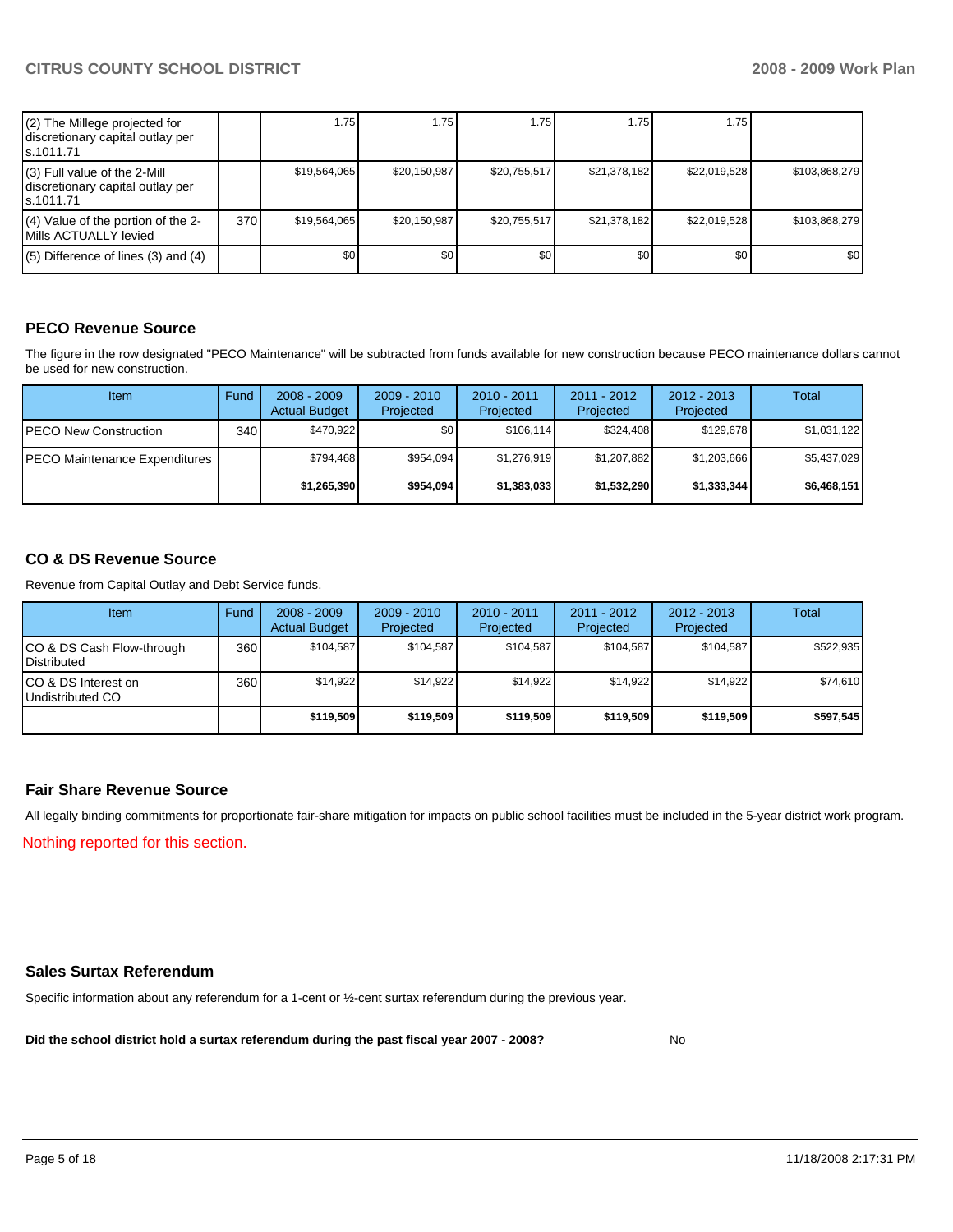| Item | Fund | 2008 - 2009 Actual Budget | 2009 - 2010 Projected | 2010 - 2011 Projected | 2011 - 2012 Projected | 2012 - 2013 Projected | Total |
|---|---|---|---|---|---|---|---|
| (2) The Millege projected for discretionary capital outlay per s.1011.71 | | 1.75 | 1.75 | 1.75 | 1.75 | 1.75 | |
| (3) Full value of the 2-Mill discretionary capital outlay per s.1011.71 | | $19,564,065 | $20,150,987 | $20,755,517 | $21,378,182 | $22,019,528 | $103,868,279 |
| (4) Value of the portion of the 2-Mills ACTUALLY levied | 370 | $19,564,065 | $20,150,987 | $20,755,517 | $21,378,182 | $22,019,528 | $103,868,279 |
| (5) Difference of lines (3) and (4) | | $0 | $0 | $0 | $0 | $0 | $0 |

## PECO Revenue Source

The figure in the row designated "PECO Maintenance" will be subtracted from funds available for new construction because PECO maintenance dollars cannot be used for new construction.

| Item | Fund | 2008 - 2009 Actual Budget | 2009 - 2010 Projected | 2010 - 2011 Projected | 2011 - 2012 Projected | 2012 - 2013 Projected | Total |
|---|---|---|---|---|---|---|---|
| PECO New Construction | 340 | $470,922 | $0 | $106,114 | $324,408 | $129,678 | $1,031,122 |
| PECO Maintenance Expenditures | | $794,468 | $954,094 | $1,276,919 | $1,207,882 | $1,203,666 | $5,437,029 |
| | | **$1,265,390** | **$954,094** | **$1,383,033** | **$1,532,290** | **$1,333,344** | **$6,468,151** |

## CO & DS Revenue Source

Revenue from Capital Outlay and Debt Service funds.

| Item | Fund | 2008 - 2009 Actual Budget | 2009 - 2010 Projected | 2010 - 2011 Projected | 2011 - 2012 Projected | 2012 - 2013 Projected | Total |
|---|---|---|---|---|---|---|---|
| CO & DS Cash Flow-through Distributed | 360 | $104,587 | $104,587 | $104,587 | $104,587 | $104,587 | $522,935 |
| CO & DS Interest on Undistributed CO | 360 | $14,922 | $14,922 | $14,922 | $14,922 | $14,922 | $74,610 |
| | | **$119,509** | **$119,509** | **$119,509** | **$119,509** | **$119,509** | **$597,545** |

## Fair Share Revenue Source

All legally binding commitments for proportionate fair-share mitigation for impacts on public school facilities must be included in the 5-year district work program.

Nothing reported for this section.

## Sales Surtax Referendum

Specific information about any referendum for a 1-cent or ½-cent surtax referendum during the previous year.

**Did the school district hold a surtax referendum during the past fiscal year 2007 - 2008?** No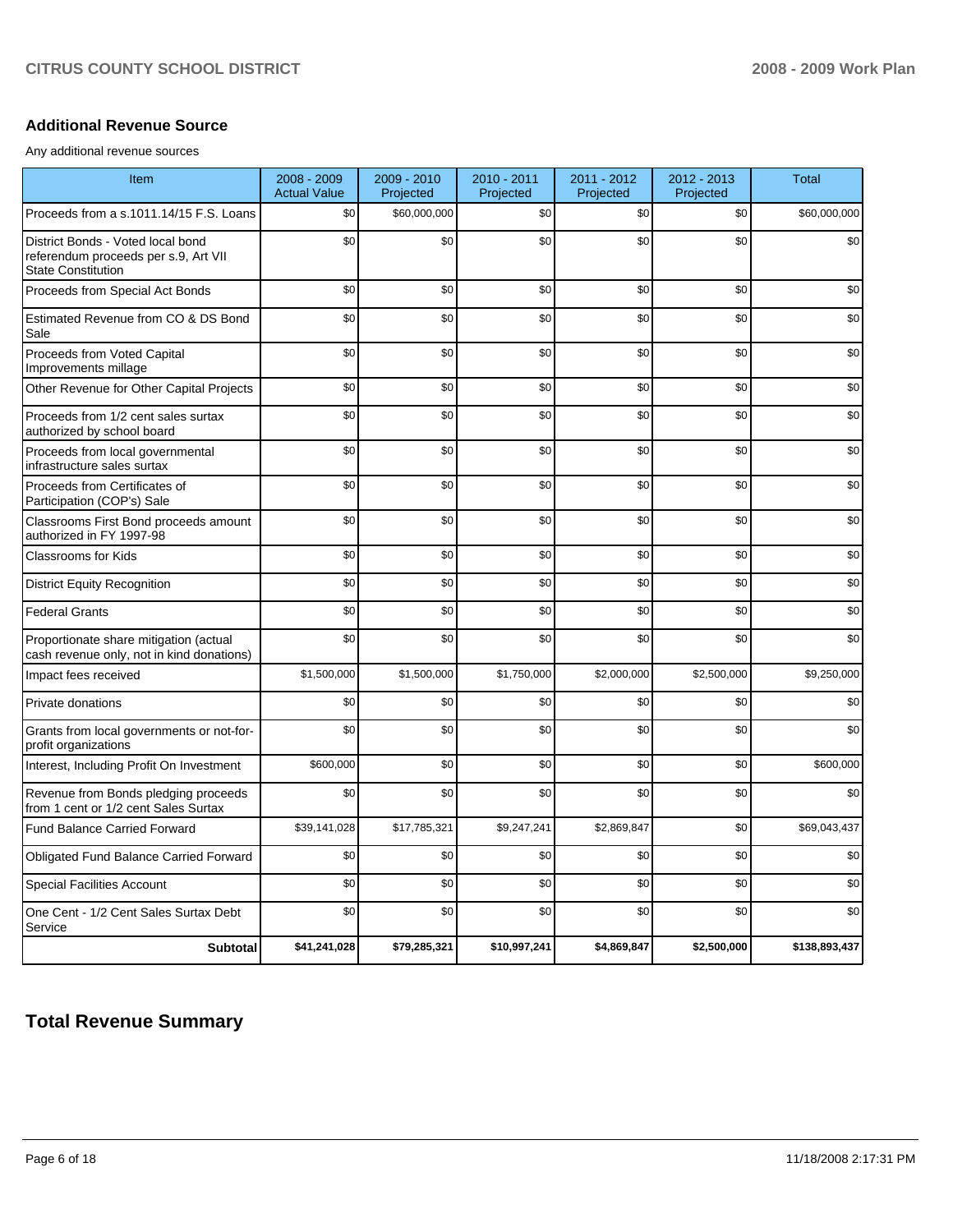## Additional Revenue Source

Any additional revenue sources

| Item | 2008 - 2009 Actual Value | 2009 - 2010 Projected | 2010 - 2011 Projected | 2011 - 2012 Projected | 2012 - 2013 Projected | Total |
|---|---|---|---|---|---|---|
| Proceeds from a s.1011.14/15 F.S. Loans | $0 | $60,000,000 | $0 | $0 | $0 | $60,000,000 |
| District Bonds - Voted local bond referendum proceeds per s.9, Art VII State Constitution | $0 | $0 | $0 | $0 | $0 | $0 |
| Proceeds from Special Act Bonds | $0 | $0 | $0 | $0 | $0 | $0 |
| Estimated Revenue from CO & DS Bond Sale | $0 | $0 | $0 | $0 | $0 | $0 |
| Proceeds from Voted Capital Improvements millage | $0 | $0 | $0 | $0 | $0 | $0 |
| Other Revenue for Other Capital Projects | $0 | $0 | $0 | $0 | $0 | $0 |
| Proceeds from 1/2 cent sales surtax authorized by school board | $0 | $0 | $0 | $0 | $0 | $0 |
| Proceeds from local governmental infrastructure sales surtax | $0 | $0 | $0 | $0 | $0 | $0 |
| Proceeds from Certificates of Participation (COP's) Sale | $0 | $0 | $0 | $0 | $0 | $0 |
| Classrooms First Bond proceeds amount authorized in FY 1997-98 | $0 | $0 | $0 | $0 | $0 | $0 |
| Classrooms for Kids | $0 | $0 | $0 | $0 | $0 | $0 |
| District Equity Recognition | $0 | $0 | $0 | $0 | $0 | $0 |
| Federal Grants | $0 | $0 | $0 | $0 | $0 | $0 |
| Proportionate share mitigation (actual cash revenue only, not in kind donations) | $0 | $0 | $0 | $0 | $0 | $0 |
| Impact fees received | $1,500,000 | $1,500,000 | $1,750,000 | $2,000,000 | $2,500,000 | $9,250,000 |
| Private donations | $0 | $0 | $0 | $0 | $0 | $0 |
| Grants from local governments or not-for-profit organizations | $0 | $0 | $0 | $0 | $0 | $0 |
| Interest, Including Profit On Investment | $600,000 | $0 | $0 | $0 | $0 | $600,000 |
| Revenue from Bonds pledging proceeds from 1 cent or 1/2 cent Sales Surtax | $0 | $0 | $0 | $0 | $0 | $0 |
| Fund Balance Carried Forward | $39,141,028 | $17,785,321 | $9,247,241 | $2,869,847 | $0 | $69,043,437 |
| Obligated Fund Balance Carried Forward | $0 | $0 | $0 | $0 | $0 | $0 |
| Special Facilities Account | $0 | $0 | $0 | $0 | $0 | $0 |
| One Cent - 1/2 Cent Sales Surtax Debt Service | $0 | $0 | $0 | $0 | $0 | $0 |
| **Subtotal** | **$41,241,028** | **$79,285,321** | **$10,997,241** | **$4,869,847** | **$2,500,000** | **$138,893,437** |

# Total Revenue Summary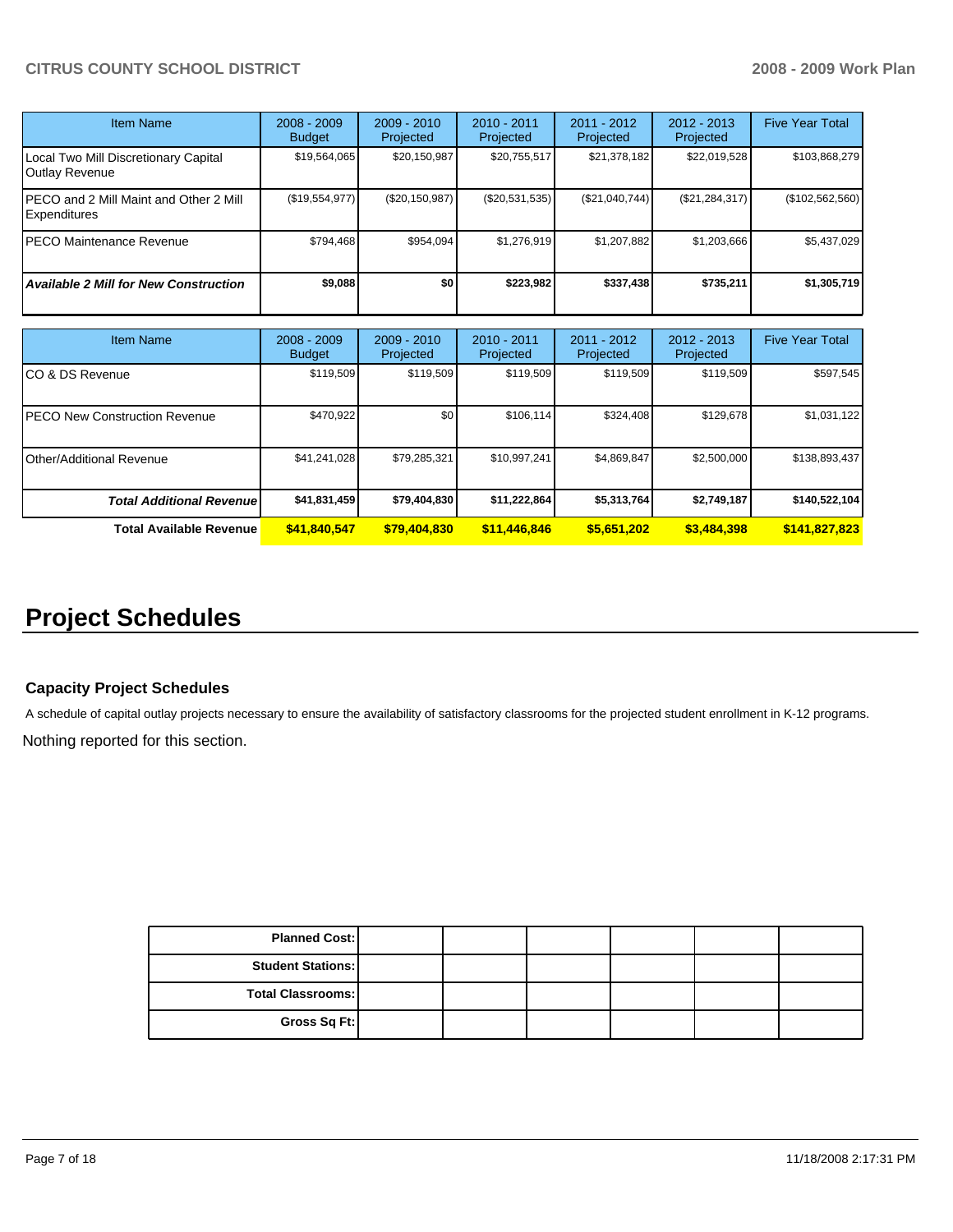| Item Name | 2008 - 2009 Budget | 2009 - 2010 Projected | 2010 - 2011 Projected | 2011 - 2012 Projected | 2012 - 2013 Projected | Five Year Total |
|---|---|---|---|---|---|---|
| Local Two Mill Discretionary Capital Outlay Revenue | $19,564,065 | $20,150,987 | $20,755,517 | $21,378,182 | $22,019,528 | $103,868,279 |
| PECO and 2 Mill Maint and Other 2 Mill Expenditures | ($19,554,977) | ($20,150,987) | ($20,531,535) | ($21,040,744) | ($21,284,317) | ($102,562,560) |
| PECO Maintenance Revenue | $794,468 | $954,094 | $1,276,919 | $1,207,882 | $1,203,666 | $5,437,029 |
| ***Available 2 Mill for New Construction*** | **$9,088** | **$0** | **$223,982** | **$337,438** | **$735,211** | **$1,305,719** |

| Item Name | 2008 - 2009 Budget | 2009 - 2010 Projected | 2010 - 2011 Projected | 2011 - 2012 Projected | 2012 - 2013 Projected | Five Year Total |
|---|---|---|---|---|---|---|
| CO & DS Revenue | $119,509 | $119,509 | $119,509 | $119,509 | $119,509 | $597,545 |
| PECO New Construction Revenue | $470,922 | $0 | $106,114 | $324,408 | $129,678 | $1,031,122 |
| Other/Additional Revenue | $41,241,028 | $79,285,321 | $10,997,241 | $4,869,847 | $2,500,000 | $138,893,437 |
| ***Total Additional Revenue*** | **$41,831,459** | **$79,404,830** | **$11,222,864** | **$5,313,764** | **$2,749,187** | **$140,522,104** |
| **Total Available Revenue** | **$41,840,547** | **$79,404,830** | **$11,446,846** | **$5,651,202** | **$3,484,398** | **$141,827,823** |

# Project Schedules

### Capacity Project Schedules

A schedule of capital outlay projects necessary to ensure the availability of satisfactory classrooms for the projected student enrollment in K-12 programs.

Nothing reported for this section.

| | | | | | | |
|---|---|---|---|---|---|---|
| **Planned Cost:** | | | | | | |
| **Student Stations:** | | | | | | |
| **Total Classrooms:** | | | | | | |
| **Gross Sq Ft:** | | | | | | |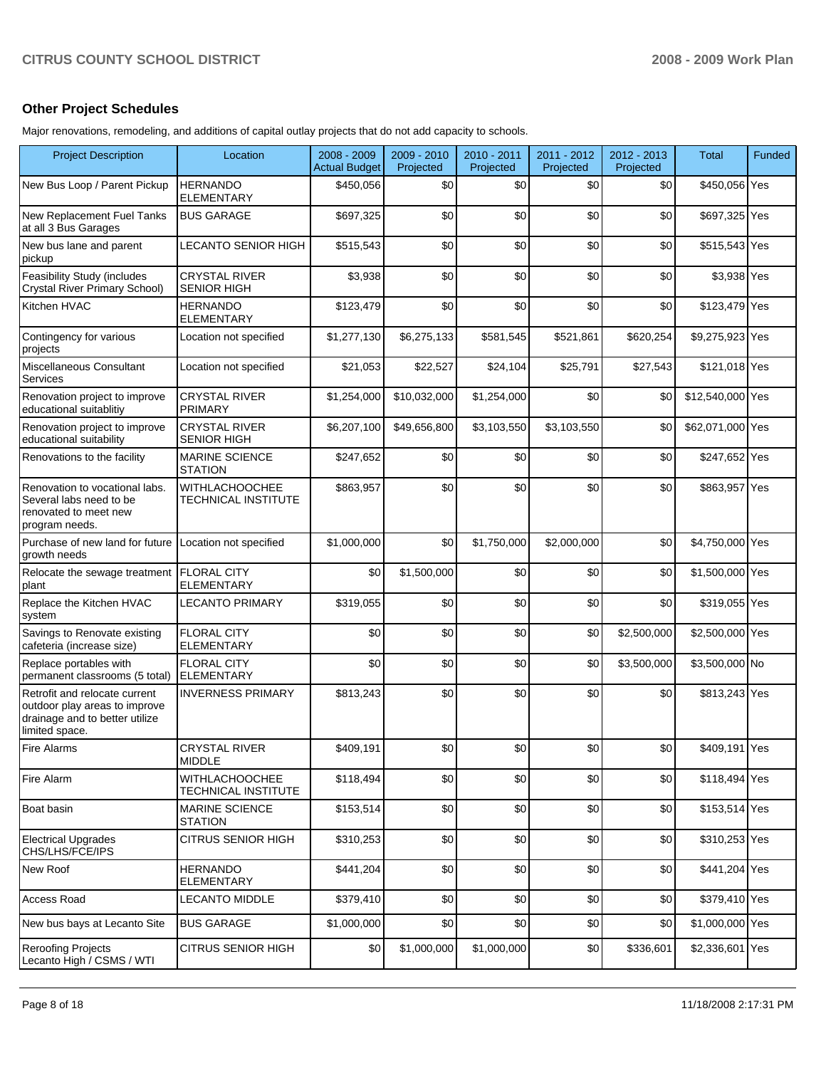## Other Project Schedules

Major renovations, remodeling, and additions of capital outlay projects that do not add capacity to schools.

| Project Description | Location | 2008 - 2009 Actual Budget | 2009 - 2010 Projected | 2010 - 2011 Projected | 2011 - 2012 Projected | 2012 - 2013 Projected | Total | Funded |
|---|---|---|---|---|---|---|---|---|
| New Bus Loop / Parent Pickup | HERNANDO ELEMENTARY | $450,056 | $0 | $0 | $0 | $0 | $450,056 | Yes |
| New Replacement Fuel Tanks at all 3 Bus Garages | BUS GARAGE | $697,325 | $0 | $0 | $0 | $0 | $697,325 | Yes |
| New bus lane and parent pickup | LECANTO SENIOR HIGH | $515,543 | $0 | $0 | $0 | $0 | $515,543 | Yes |
| Feasibility Study (includes Crystal River Primary School) | CRYSTAL RIVER SENIOR HIGH | $3,938 | $0 | $0 | $0 | $0 | $3,938 | Yes |
| Kitchen HVAC | HERNANDO ELEMENTARY | $123,479 | $0 | $0 | $0 | $0 | $123,479 | Yes |
| Contingency for various projects | Location not specified | $1,277,130 | $6,275,133 | $581,545 | $521,861 | $620,254 | $9,275,923 | Yes |
| Miscellaneous Consultant Services | Location not specified | $21,053 | $22,527 | $24,104 | $25,791 | $27,543 | $121,018 | Yes |
| Renovation project to improve educational suitablitiy | CRYSTAL RIVER PRIMARY | $1,254,000 | $10,032,000 | $1,254,000 | $0 | $0 | $12,540,000 | Yes |
| Renovation project to improve educational suitability | CRYSTAL RIVER SENIOR HIGH | $6,207,100 | $49,656,800 | $3,103,550 | $3,103,550 | $0 | $62,071,000 | Yes |
| Renovations to the facility | MARINE SCIENCE STATION | $247,652 | $0 | $0 | $0 | $0 | $247,652 | Yes |
| Renovation to vocational labs. Several labs need to be renovated to meet new program needs. | WITHLACHOOCHEE TECHNICAL INSTITUTE | $863,957 | $0 | $0 | $0 | $0 | $863,957 | Yes |
| Purchase of new land for future growth needs | Location not specified | $1,000,000 | $0 | $1,750,000 | $2,000,000 | $0 | $4,750,000 | Yes |
| Relocate the sewage treatment plant | FLORAL CITY ELEMENTARY | $0 | $1,500,000 | $0 | $0 | $0 | $1,500,000 | Yes |
| Replace the Kitchen HVAC system | LECANTO PRIMARY | $319,055 | $0 | $0 | $0 | $0 | $319,055 | Yes |
| Savings to Renovate existing cafeteria (increase size) | FLORAL CITY ELEMENTARY | $0 | $0 | $0 | $0 | $2,500,000 | $2,500,000 | Yes |
| Replace portables with permanent classrooms (5 total) | FLORAL CITY ELEMENTARY | $0 | $0 | $0 | $0 | $3,500,000 | $3,500,000 | No |
| Retrofit and relocate current outdoor play areas to improve drainage and to better utilize limited space. | INVERNESS PRIMARY | $813,243 | $0 | $0 | $0 | $0 | $813,243 | Yes |
| Fire Alarms | CRYSTAL RIVER MIDDLE | $409,191 | $0 | $0 | $0 | $0 | $409,191 | Yes |
| Fire Alarm | WITHLACHOOCHEE TECHNICAL INSTITUTE | $118,494 | $0 | $0 | $0 | $0 | $118,494 | Yes |
| Boat basin | MARINE SCIENCE STATION | $153,514 | $0 | $0 | $0 | $0 | $153,514 | Yes |
| Electrical Upgrades CHS/LHS/FCE/IPS | CITRUS SENIOR HIGH | $310,253 | $0 | $0 | $0 | $0 | $310,253 | Yes |
| New Roof | HERNANDO ELEMENTARY | $441,204 | $0 | $0 | $0 | $0 | $441,204 | Yes |
| Access Road | LECANTO MIDDLE | $379,410 | $0 | $0 | $0 | $0 | $379,410 | Yes |
| New bus bays at Lecanto Site | BUS GARAGE | $1,000,000 | $0 | $0 | $0 | $0 | $1,000,000 | Yes |
| Reroofing Projects Lecanto High / CSMS / WTI | CITRUS SENIOR HIGH | $0 | $1,000,000 | $1,000,000 | $0 | $336,601 | $2,336,601 | Yes |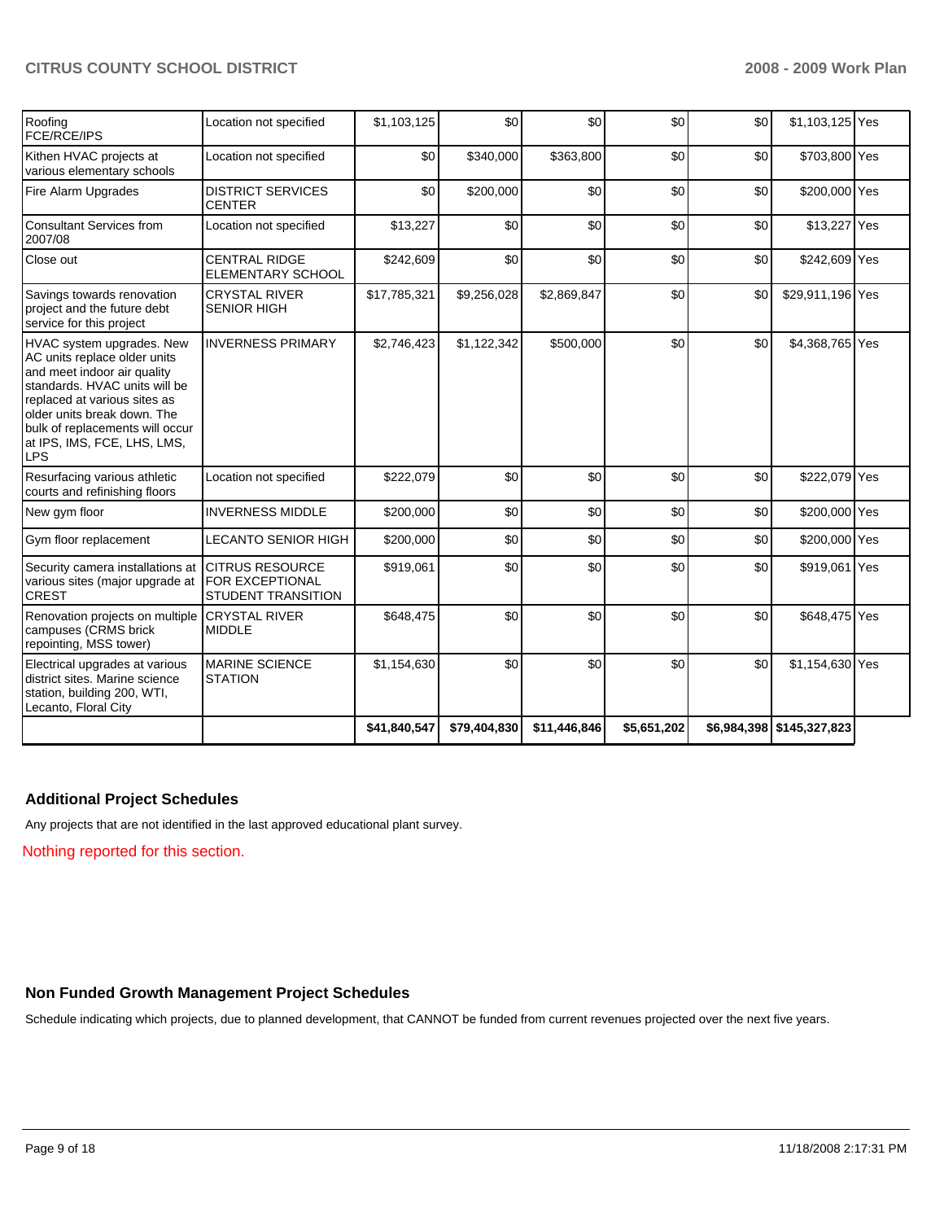| | | | | | | | | |
|---|---|---|---|---|---|---|---|---|
| Roofing FCE/RCE/IPS | Location not specified | $1,103,125 | $0 | $0 | $0 | $0 | $1,103,125 | Yes |
| Kithen HVAC projects at various elementary schools | Location not specified | $0 | $340,000 | $363,800 | $0 | $0 | $703,800 | Yes |
| Fire Alarm Upgrades | DISTRICT SERVICES CENTER | $0 | $200,000 | $0 | $0 | $0 | $200,000 | Yes |
| Consultant Services from 2007/08 | Location not specified | $13,227 | $0 | $0 | $0 | $0 | $13,227 | Yes |
| Close out | CENTRAL RIDGE ELEMENTARY SCHOOL | $242,609 | $0 | $0 | $0 | $0 | $242,609 | Yes |
| Savings towards renovation project and the future debt service for this project | CRYSTAL RIVER SENIOR HIGH | $17,785,321 | $9,256,028 | $2,869,847 | $0 | $0 | $29,911,196 | Yes |
| HVAC system upgrades. New AC units replace older units and meet indoor air quality standards. HVAC units will be replaced at various sites as older units break down. The bulk of replacements will occur at IPS, IMS, FCE, LHS, LMS, LPS | INVERNESS PRIMARY | $2,746,423 | $1,122,342 | $500,000 | $0 | $0 | $4,368,765 | Yes |
| Resurfacing various athletic courts and refinishing floors | Location not specified | $222,079 | $0 | $0 | $0 | $0 | $222,079 | Yes |
| New gym floor | INVERNESS MIDDLE | $200,000 | $0 | $0 | $0 | $0 | $200,000 | Yes |
| Gym floor replacement | LECANTO SENIOR HIGH | $200,000 | $0 | $0 | $0 | $0 | $200,000 | Yes |
| Security camera installations at various sites (major upgrade at CREST | CITRUS RESOURCE FOR EXCEPTIONAL STUDENT TRANSITION | $919,061 | $0 | $0 | $0 | $0 | $919,061 | Yes |
| Renovation projects on multiple campuses (CRMS brick repointing, MSS tower) | CRYSTAL RIVER MIDDLE | $648,475 | $0 | $0 | $0 | $0 | $648,475 | Yes |
| Electrical upgrades at various district sites. Marine science station, building 200, WTI, Lecanto, Floral City | MARINE SCIENCE STATION | $1,154,630 | $0 | $0 | $0 | $0 | $1,154,630 | Yes |
| | | **$41,840,547** | **$79,404,830** | **$11,446,846** | **$5,651,202** | **$6,984,398** | **$145,327,823** | |

## Additional Project Schedules

Any projects that are not identified in the last approved educational plant survey.

Nothing reported for this section.

## Non Funded Growth Management Project Schedules

Schedule indicating which projects, due to planned development, that CANNOT be funded from current revenues projected over the next five years.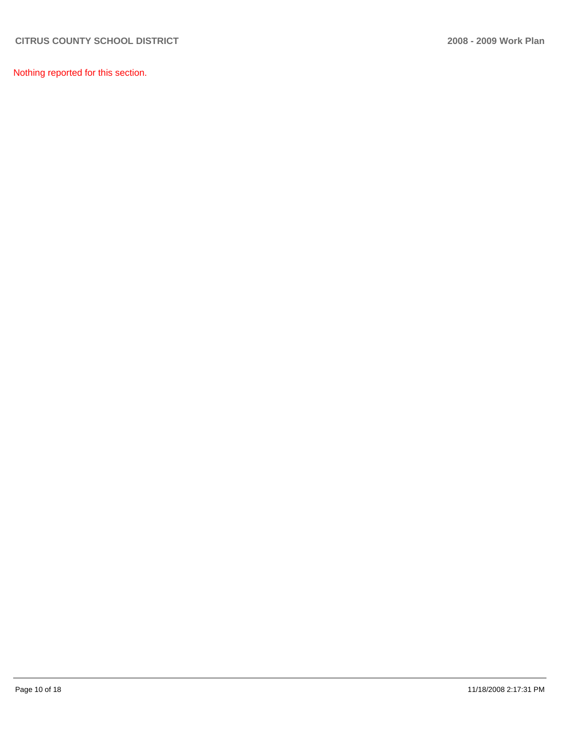Nothing reported for this section.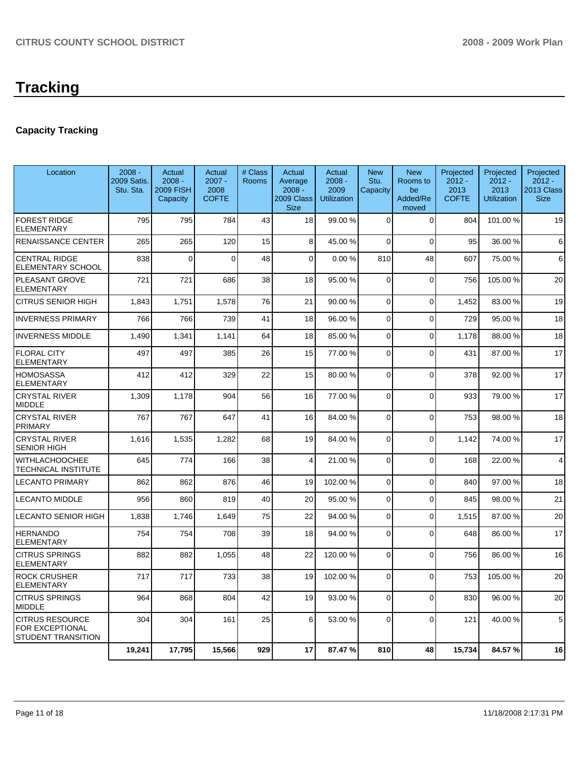# Tracking

## Capacity Tracking

| Location | 2008 - 2009 Satis. Stu. Sta. | Actual 2008 - 2009 FISH Capacity | Actual 2007 - 2008 COFTE | # Class Rooms | Actual Average 2008 - 2009 Class Size | Actual 2008 - 2009 Utilization | New Stu. Capacity | New Rooms to be Added/Re moved | Projected 2012 - 2013 COFTE | Projected 2012 - 2013 Utilization | Projected 2012 - 2013 Class Size |
|---|---|---|---|---|---|---|---|---|---|---|---|
| FOREST RIDGE ELEMENTARY | 795 | 795 | 784 | 43 | 18 | 99.00 % | 0 | 0 | 804 | 101.00 % | 19 |
| RENAISSANCE CENTER | 265 | 265 | 120 | 15 | 8 | 45.00 % | 0 | 0 | 95 | 36.00 % | 6 |
| CENTRAL RIDGE ELEMENTARY SCHOOL | 838 | 0 | 0 | 48 | 0 | 0.00 % | 810 | 48 | 607 | 75.00 % | 6 |
| PLEASANT GROVE ELEMENTARY | 721 | 721 | 686 | 38 | 18 | 95.00 % | 0 | 0 | 756 | 105.00 % | 20 |
| CITRUS SENIOR HIGH | 1,843 | 1,751 | 1,578 | 76 | 21 | 90.00 % | 0 | 0 | 1,452 | 83.00 % | 19 |
| INVERNESS PRIMARY | 766 | 766 | 739 | 41 | 18 | 96.00 % | 0 | 0 | 729 | 95.00 % | 18 |
| INVERNESS MIDDLE | 1,490 | 1,341 | 1,141 | 64 | 18 | 85.00 % | 0 | 0 | 1,178 | 88.00 % | 18 |
| FLORAL CITY ELEMENTARY | 497 | 497 | 385 | 26 | 15 | 77.00 % | 0 | 0 | 431 | 87.00 % | 17 |
| HOMOSASSA ELEMENTARY | 412 | 412 | 329 | 22 | 15 | 80.00 % | 0 | 0 | 378 | 92.00 % | 17 |
| CRYSTAL RIVER MIDDLE | 1,309 | 1,178 | 904 | 56 | 16 | 77.00 % | 0 | 0 | 933 | 79.00 % | 17 |
| CRYSTAL RIVER PRIMARY | 767 | 767 | 647 | 41 | 16 | 84.00 % | 0 | 0 | 753 | 98.00 % | 18 |
| CRYSTAL RIVER SENIOR HIGH | 1,616 | 1,535 | 1,282 | 68 | 19 | 84.00 % | 0 | 0 | 1,142 | 74.00 % | 17 |
| WITHLACHOOCHEE TECHNICAL INSTITUTE | 645 | 774 | 166 | 38 | 4 | 21.00 % | 0 | 0 | 168 | 22.00 % | 4 |
| LECANTO PRIMARY | 862 | 862 | 876 | 46 | 19 | 102.00 % | 0 | 0 | 840 | 97.00 % | 18 |
| LECANTO MIDDLE | 956 | 860 | 819 | 40 | 20 | 95.00 % | 0 | 0 | 845 | 98.00 % | 21 |
| LECANTO SENIOR HIGH | 1,838 | 1,746 | 1,649 | 75 | 22 | 94.00 % | 0 | 0 | 1,515 | 87.00 % | 20 |
| HERNANDO ELEMENTARY | 754 | 754 | 708 | 39 | 18 | 94.00 % | 0 | 0 | 648 | 86.00 % | 17 |
| CITRUS SPRINGS ELEMENTARY | 882 | 882 | 1,055 | 48 | 22 | 120.00 % | 0 | 0 | 756 | 86.00 % | 16 |
| ROCK CRUSHER ELEMENTARY | 717 | 717 | 733 | 38 | 19 | 102.00 % | 0 | 0 | 753 | 105.00 % | 20 |
| CITRUS SPRINGS MIDDLE | 964 | 868 | 804 | 42 | 19 | 93.00 % | 0 | 0 | 830 | 96.00 % | 20 |
| CITRUS RESOURCE FOR EXCEPTIONAL STUDENT TRANSITION | 304 | 304 | 161 | 25 | 6 | 53.00 % | 0 | 0 | 121 | 40.00 % | 5 |
| | **19,241** | **17,795** | **15,566** | **929** | **17** | **87.47 %** | **810** | **48** | **15,734** | **84.57 %** | **16** |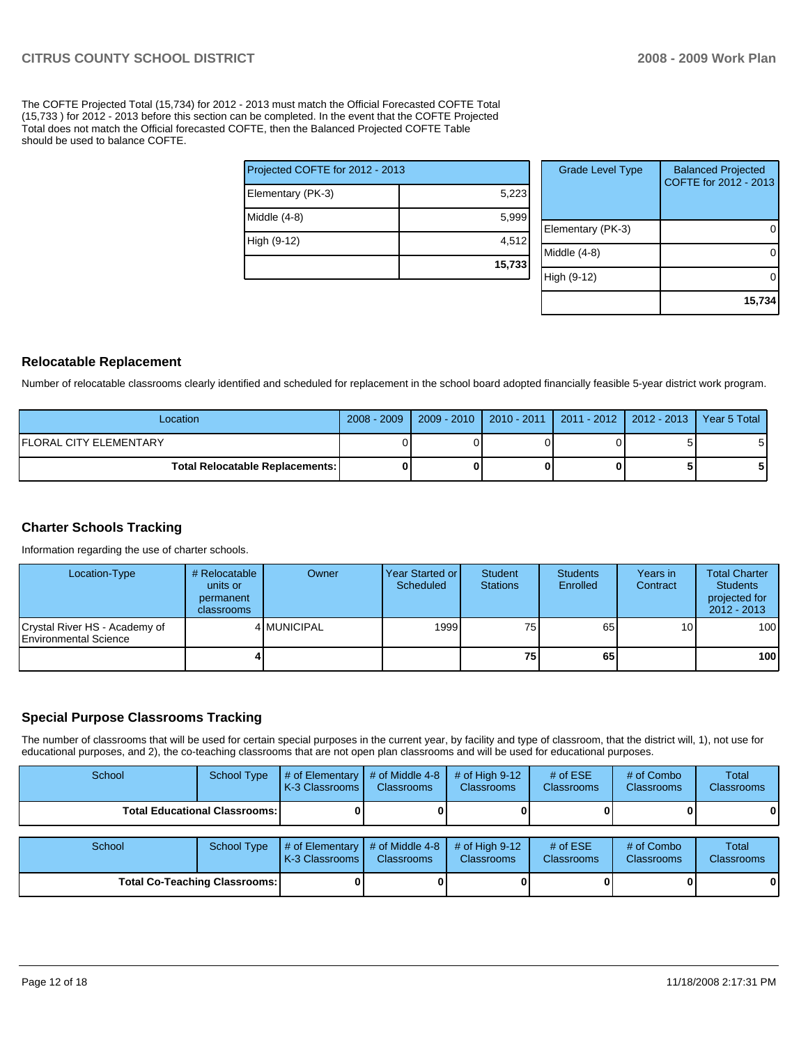The COFTE Projected Total (15,734) for 2012 - 2013 must match the Official Forecasted COFTE Total (15,733 ) for 2012 - 2013 before this section can be completed. In the event that the COFTE Projected Total does not match the Official forecasted COFTE, then the Balanced Projected COFTE Table should be used to balance COFTE.

| Projected COFTE for 2012 - 2013 | |
|---|---|
| Elementary (PK-3) | 5,223 |
| Middle (4-8) | 5,999 |
| High (9-12) | 4,512 |
| | **15,733** |

| Grade Level Type | Balanced Projected COFTE for 2012 - 2013 |
|---|---|
| Elementary (PK-3) | 0 |
| Middle (4-8) | 0 |
| High (9-12) | 0 |
| | **15,734** |

## Relocatable Replacement

Number of relocatable classrooms clearly identified and scheduled for replacement in the school board adopted financially feasible 5-year district work program.

| Location | 2008 - 2009 | 2009 - 2010 | 2010 - 2011 | 2011 - 2012 | 2012 - 2013 | Year 5 Total |
|---|---|---|---|---|---|---|
| FLORAL CITY ELEMENTARY | 0 | 0 | 0 | 0 | 5 | 5 |
| **Total Relocatable Replacements:** | **0** | **0** | **0** | **0** | **5** | **5** |

## Charter Schools Tracking

Information regarding the use of charter schools.

| Location-Type | # Relocatable units or permanent classrooms | Owner | Year Started or Scheduled | Student Stations | Students Enrolled | Years in Contract | Total Charter Students projected for 2012 - 2013 |
|---|---|---|---|---|---|---|---|
| Crystal River HS - Academy of Environmental Science | 4 | MUNICIPAL | 1999 | 75 | 65 | 10 | 100 |
| | **4** | | | **75** | **65** | | **100** |

## Special Purpose Classrooms Tracking

The number of classrooms that will be used for certain special purposes in the current year, by facility and type of classroom, that the district will, 1), not use for educational purposes, and 2), the co-teaching classrooms that are not open plan classrooms and will be used for educational purposes.

| School | School Type | # of Elementary K-3 Classrooms | # of Middle 4-8 Classrooms | # of High 9-12 Classrooms | # of ESE Classrooms | # of Combo Classrooms | Total Classrooms |
|---|---|---|---|---|---|---|---|
| **Total Educational Classrooms:** | | **0** | **0** | **0** | **0** | **0** | **0** |

| School | School Type | # of Elementary K-3 Classrooms | # of Middle 4-8 Classrooms | # of High 9-12 Classrooms | # of ESE Classrooms | # of Combo Classrooms | Total Classrooms |
|---|---|---|---|---|---|---|---|
| **Total Co-Teaching Classrooms:** | | **0** | **0** | **0** | **0** | **0** | **0** |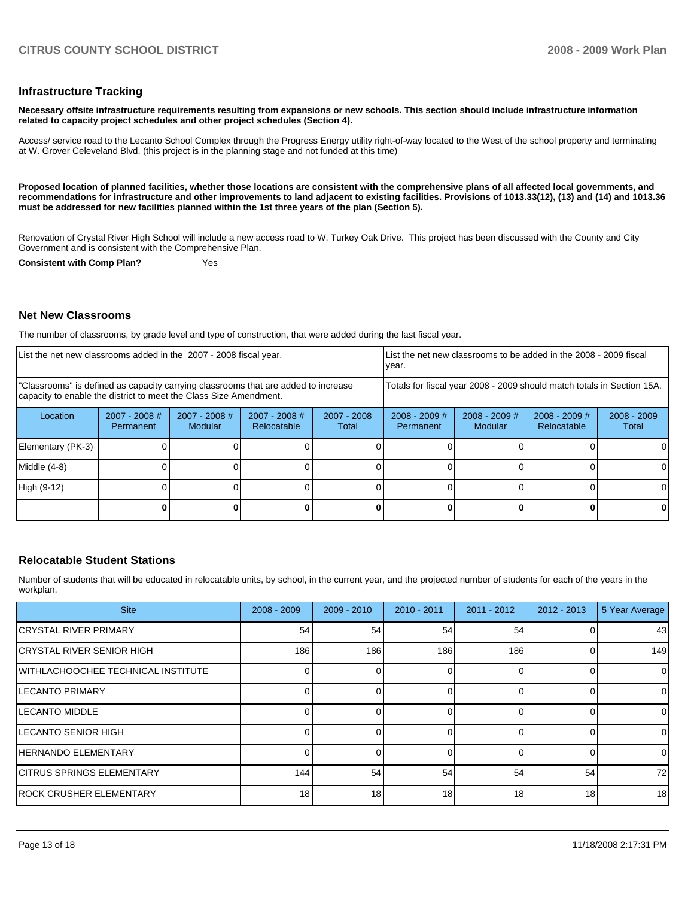## Infrastructure Tracking

**Necessary offsite infrastructure requirements resulting from expansions or new schools. This section should include infrastructure information related to capacity project schedules and other project schedules (Section 4).**

Access/ service road to the Lecanto School Complex through the Progress Energy utility right-of-way located to the West of the school property and terminating at W. Grover Celeveland Blvd. (this project is in the planning stage and not funded at this time)

**Proposed location of planned facilities, whether those locations are consistent with the comprehensive plans of all affected local governments, and recommendations for infrastructure and other improvements to land adjacent to existing facilities. Provisions of 1013.33(12), (13) and (14) and 1013.36 must be addressed for new facilities planned within the 1st three years of the plan (Section 5).**

Renovation of Crystal River High School will include a new access road to W. Turkey Oak Drive. This project has been discussed with the County and City Government and is consistent with the Comprehensive Plan.

**Consistent with Comp Plan?** Yes

## Net New Classrooms

The number of classrooms, by grade level and type of construction, that were added during the last fiscal year.

| List the net new classrooms added in the 2007 - 2008 fiscal year. | | | | | List the net new classrooms to be added in the 2008 - 2009 fiscal year. | | | |
|---|---|---|---|---|---|---|---|---|
| "Classrooms" is defined as capacity carrying classrooms that are added to increase capacity to enable the district to meet the Class Size Amendment. | | | | | Totals for fiscal year 2008 - 2009 should match totals in Section 15A. | | | |
| Location | 2007 - 2008 # Permanent | 2007 - 2008 # Modular | 2007 - 2008 # Relocatable | 2007 - 2008 Total | 2008 - 2009 # Permanent | 2008 - 2009 # Modular | 2008 - 2009 # Relocatable | 2008 - 2009 Total |
| Elementary (PK-3) | 0 | 0 | 0 | 0 | 0 | 0 | 0 | 0 |
| Middle (4-8) | 0 | 0 | 0 | 0 | 0 | 0 | 0 | 0 |
| High (9-12) | 0 | 0 | 0 | 0 | 0 | 0 | 0 | 0 |
| | **0** | **0** | **0** | **0** | **0** | **0** | **0** | **0** |

## Relocatable Student Stations

Number of students that will be educated in relocatable units, by school, in the current year, and the projected number of students for each of the years in the workplan.

| Site | 2008 - 2009 | 2009 - 2010 | 2010 - 2011 | 2011 - 2012 | 2012 - 2013 | 5 Year Average |
|---|---|---|---|---|---|---|
| CRYSTAL RIVER PRIMARY | 54 | 54 | 54 | 54 | 0 | 43 |
| CRYSTAL RIVER SENIOR HIGH | 186 | 186 | 186 | 186 | 0 | 149 |
| WITHLACHOOCHEE TECHNICAL INSTITUTE | 0 | 0 | 0 | 0 | 0 | 0 |
| LECANTO PRIMARY | 0 | 0 | 0 | 0 | 0 | 0 |
| LECANTO MIDDLE | 0 | 0 | 0 | 0 | 0 | 0 |
| LECANTO SENIOR HIGH | 0 | 0 | 0 | 0 | 0 | 0 |
| HERNANDO ELEMENTARY | 0 | 0 | 0 | 0 | 0 | 0 |
| CITRUS SPRINGS ELEMENTARY | 144 | 54 | 54 | 54 | 54 | 72 |
| ROCK CRUSHER ELEMENTARY | 18 | 18 | 18 | 18 | 18 | 18 |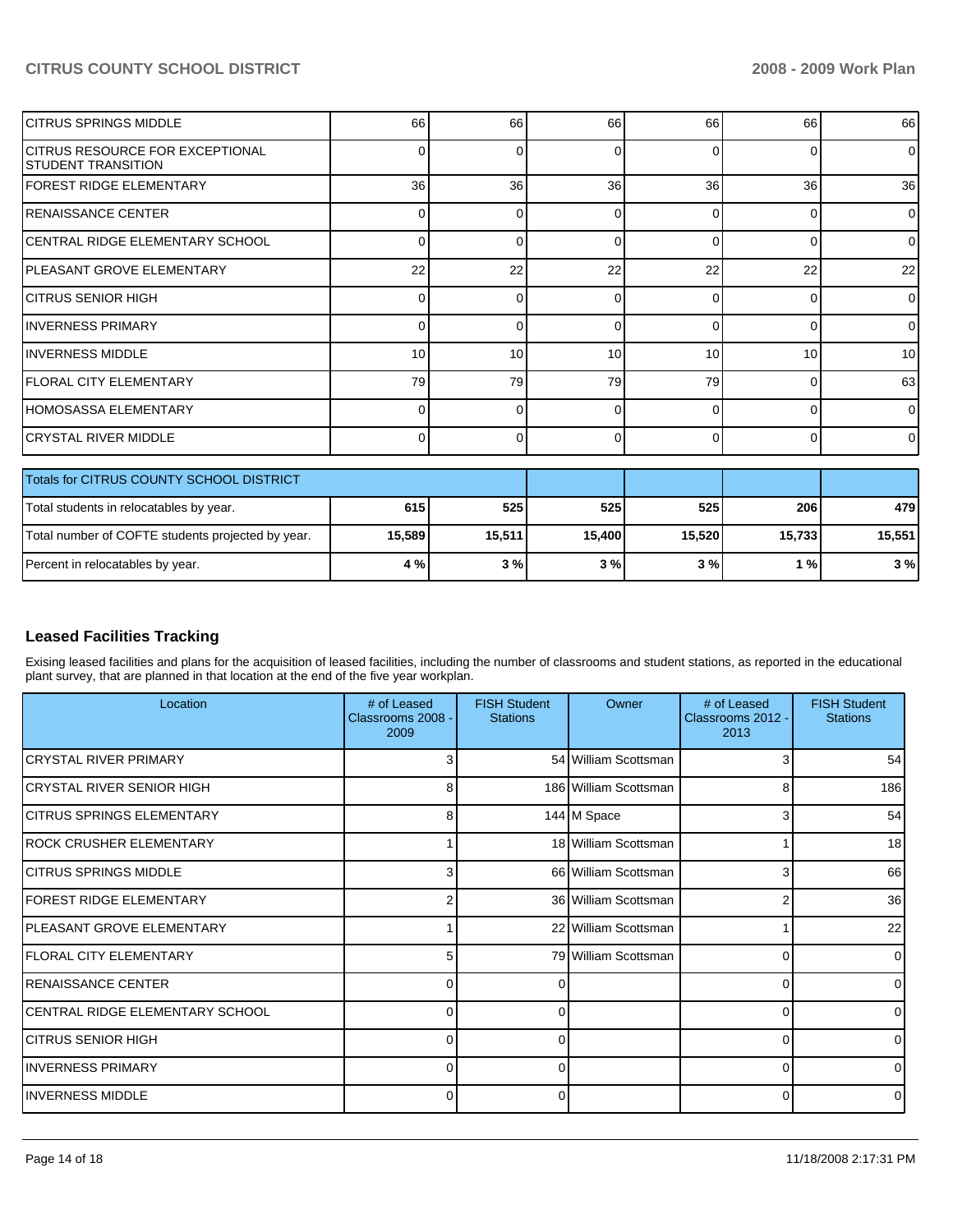| | | | | | | |
|---|---|---|---|---|---|---|
| CITRUS SPRINGS MIDDLE | 66 | 66 | 66 | 66 | 66 | 66 |
| CITRUS RESOURCE FOR EXCEPTIONAL STUDENT TRANSITION | 0 | 0 | 0 | 0 | 0 | 0 |
| FOREST RIDGE ELEMENTARY | 36 | 36 | 36 | 36 | 36 | 36 |
| RENAISSANCE CENTER | 0 | 0 | 0 | 0 | 0 | 0 |
| CENTRAL RIDGE ELEMENTARY SCHOOL | 0 | 0 | 0 | 0 | 0 | 0 |
| PLEASANT GROVE ELEMENTARY | 22 | 22 | 22 | 22 | 22 | 22 |
| CITRUS SENIOR HIGH | 0 | 0 | 0 | 0 | 0 | 0 |
| INVERNESS PRIMARY | 0 | 0 | 0 | 0 | 0 | 0 |
| INVERNESS MIDDLE | 10 | 10 | 10 | 10 | 10 | 10 |
| FLORAL CITY ELEMENTARY | 79 | 79 | 79 | 79 | 0 | 63 |
| HOMOSASSA ELEMENTARY | 0 | 0 | 0 | 0 | 0 | 0 |
| CRYSTAL RIVER MIDDLE | 0 | 0 | 0 | 0 | 0 | 0 |

| Totals for CITRUS COUNTY SCHOOL DISTRICT | | | | | | |
|---|---|---|---|---|---|---|
| Total students in relocatables by year. | **615** | **525** | **525** | **525** | **206** | **479** |
| Total number of COFTE students projected by year. | **15,589** | **15,511** | **15,400** | **15,520** | **15,733** | **15,551** |
| Percent in relocatables by year. | **4 %** | **3 %** | **3 %** | **3 %** | **1 %** | **3 %** |

## Leased Facilities Tracking

Exising leased facilities and plans for the acquisition of leased facilities, including the number of classrooms and student stations, as reported in the educational plant survey, that are planned in that location at the end of the five year workplan.

| Location | # of Leased Classrooms 2008 - 2009 | FISH Student Stations | Owner | # of Leased Classrooms 2012 - 2013 | FISH Student Stations |
|---|---|---|---|---|---|
| CRYSTAL RIVER PRIMARY | 3 | 54 | William Scottsman | 3 | 54 |
| CRYSTAL RIVER SENIOR HIGH | 8 | 186 | William Scottsman | 8 | 186 |
| CITRUS SPRINGS ELEMENTARY | 8 | 144 | M Space | 3 | 54 |
| ROCK CRUSHER ELEMENTARY | 1 | 18 | William Scottsman | 1 | 18 |
| CITRUS SPRINGS MIDDLE | 3 | 66 | William Scottsman | 3 | 66 |
| FOREST RIDGE ELEMENTARY | 2 | 36 | William Scottsman | 2 | 36 |
| PLEASANT GROVE ELEMENTARY | 1 | 22 | William Scottsman | 1 | 22 |
| FLORAL CITY ELEMENTARY | 5 | 79 | William Scottsman | 0 | 0 |
| RENAISSANCE CENTER | 0 | 0 | | 0 | 0 |
| CENTRAL RIDGE ELEMENTARY SCHOOL | 0 | 0 | | 0 | 0 |
| CITRUS SENIOR HIGH | 0 | 0 | | 0 | 0 |
| INVERNESS PRIMARY | 0 | 0 | | 0 | 0 |
| INVERNESS MIDDLE | 0 | 0 | | 0 | 0 |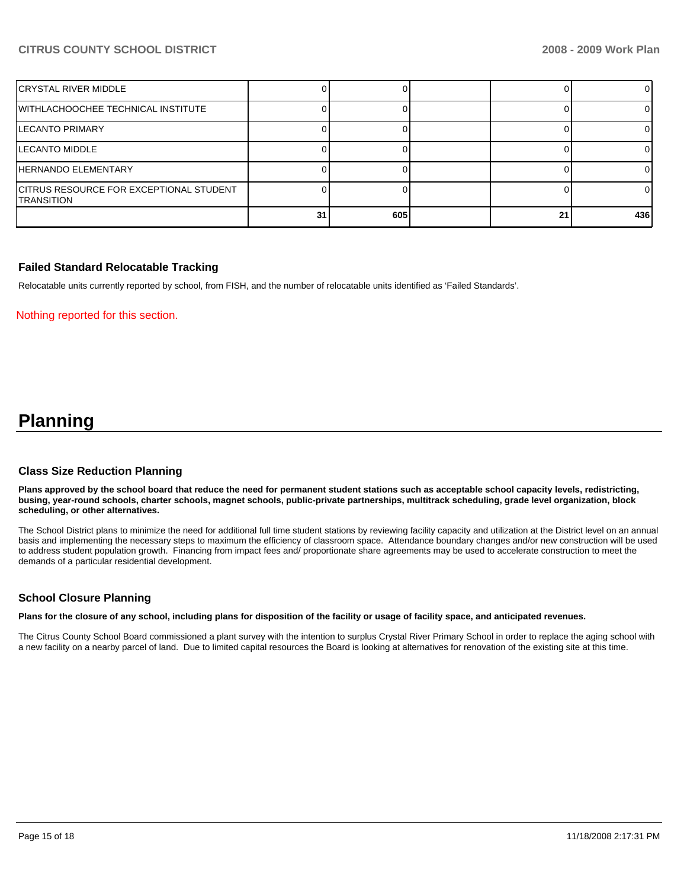| | | | | | |
|---|---|---|---|---|---|
| CRYSTAL RIVER MIDDLE | 0 | 0 | | 0 | 0 |
| WITHLACHOOCHEE TECHNICAL INSTITUTE | 0 | 0 | | 0 | 0 |
| LECANTO PRIMARY | 0 | 0 | | 0 | 0 |
| LECANTO MIDDLE | 0 | 0 | | 0 | 0 |
| HERNANDO ELEMENTARY | 0 | 0 | | 0 | 0 |
| CITRUS RESOURCE FOR EXCEPTIONAL STUDENT TRANSITION | 0 | 0 | | 0 | 0 |
| | 31 | 605 | | 21 | 436 |

### Failed Standard Relocatable Tracking

Relocatable units currently reported by school, from FISH, and the number of relocatable units identified as 'Failed Standards'.

Nothing reported for this section.

# Planning

### Class Size Reduction Planning

**Plans approved by the school board that reduce the need for permanent student stations such as acceptable school capacity levels, redistricting, busing, year-round schools, charter schools, magnet schools, public-private partnerships, multitrack scheduling, grade level organization, block scheduling, or other alternatives.**

The School District plans to minimize the need for additional full time student stations by reviewing facility capacity and utilization at the District level on an annual basis and implementing the necessary steps to maximum the efficiency of classroom space. Attendance boundary changes and/or new construction will be used to address student population growth. Financing from impact fees and/ proportionate share agreements may be used to accelerate construction to meet the demands of a particular residential development.

### School Closure Planning

**Plans for the closure of any school, including plans for disposition of the facility or usage of facility space, and anticipated revenues.**

The Citrus County School Board commissioned a plant survey with the intention to surplus Crystal River Primary School in order to replace the aging school with a new facility on a nearby parcel of land. Due to limited capital resources the Board is looking at alternatives for renovation of the existing site at this time.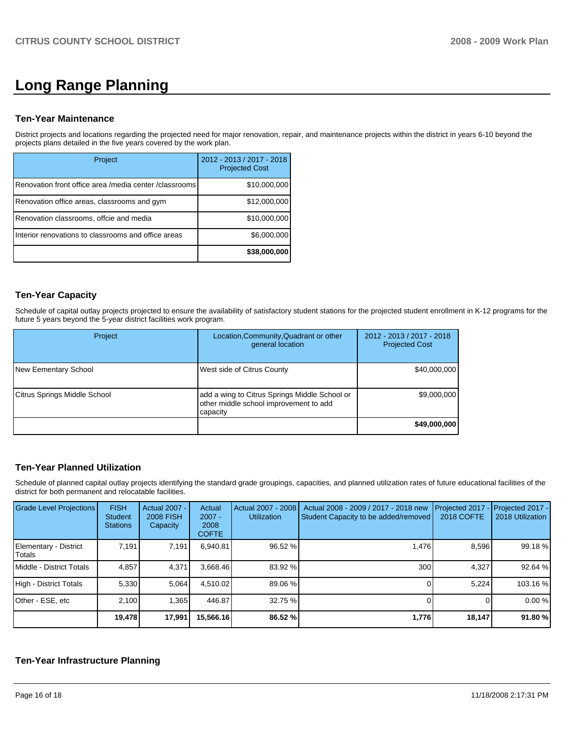# Long Range Planning

### Ten-Year Maintenance

District projects and locations regarding the projected need for major renovation, repair, and maintenance projects within the district in years 6-10 beyond the projects plans detailed in the five years covered by the work plan.

| Project | 2012 - 2013 / 2017 - 2018 Projected Cost |
|---|---|
| Renovation front office area /media center /classrooms | $10,000,000 |
| Renovation office areas, classrooms and gym | $12,000,000 |
| Renovation classrooms, offcie and media | $10,000,000 |
| Interior renovations to classrooms and office areas | $6,000,000 |
| | **$38,000,000** |

### Ten-Year Capacity

Schedule of capital outlay projects projected to ensure the availability of satisfactory student stations for the projected student enrollment in K-12 programs for the future 5 years beyond the 5-year district facilities work program.

| Project | Location,Community,Quadrant or other general location | 2012 - 2013 / 2017 - 2018 Projected Cost |
|---|---|---|
| New Eementary School | West side of Citrus County | $40,000,000 |
| Citrus Springs Middle School | add a wing to Citrus Springs Middle School or other middle school improvement to add capacity | $9,000,000 |
| | | **$49,000,000** |

### Ten-Year Planned Utilization

Schedule of planned capital outlay projects identifying the standard grade groupings, capacities, and planned utilization rates of future educational facilities of the district for both permanent and relocatable facilities.

| Grade Level Projections | FISH Student Stations | Actual 2007 - 2008 FISH Capacity | Actual 2007 - 2008 COFTE | Actual 2007 - 2008 Utilization | Actual 2008 - 2009 / 2017 - 2018 new Student Capacity to be added/removed | Projected 2017 - 2018 COFTE | Projected 2017 - 2018 Utilization |
|---|---|---|---|---|---|---|---|
| Elementary - District Totals | 7,191 | 7,191 | 6,940.81 | 96.52 % | 1,476 | 8,596 | 99.18 % |
| Middle - District Totals | 4,857 | 4,371 | 3,668.46 | 83.92 % | 300 | 4,327 | 92.64 % |
| High - District Totals | 5,330 | 5,064 | 4,510.02 | 89.06 % | 0 | 5,224 | 103.16 % |
| Other - ESE, etc | 2,100 | 1,365 | 446.87 | 32.75 % | 0 | 0 | 0.00 % |
| | **19,478** | **17,991** | **15,566.16** | **86.52 %** | **1,776** | **18,147** | **91.80 %** |

### Ten-Year Infrastructure Planning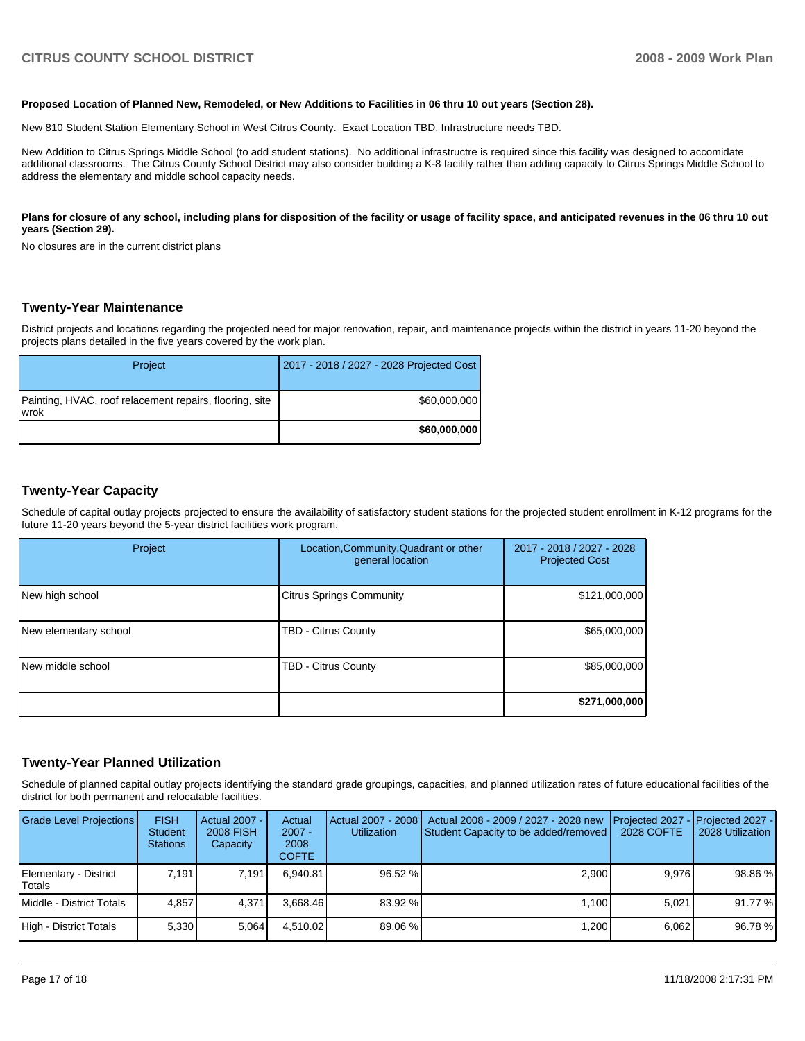**Proposed Location of Planned New, Remodeled, or New Additions to Facilities in 06 thru 10 out years (Section 28).**

New 810 Student Station Elementary School in West Citrus County. Exact Location TBD. Infrastructure needs TBD.

New Addition to Citrus Springs Middle School (to add student stations). No additional infrastructre is required since this facility was designed to accomidate additional classrooms. The Citrus County School District may also consider building a K-8 facility rather than adding capacity to Citrus Springs Middle School to address the elementary and middle school capacity needs.

**Plans for closure of any school, including plans for disposition of the facility or usage of facility space, and anticipated revenues in the 06 thru 10 out years (Section 29).**

No closures are in the current district plans

## Twenty-Year Maintenance

District projects and locations regarding the projected need for major renovation, repair, and maintenance projects within the district in years 11-20 beyond the projects plans detailed in the five years covered by the work plan.

| Project | 2017 - 2018 / 2027 - 2028 Projected Cost |
|---|---|
| Painting, HVAC, roof relacement repairs, flooring, site wrok | $60,000,000 |
| | **$60,000,000** |

## Twenty-Year Capacity

Schedule of capital outlay projects projected to ensure the availability of satisfactory student stations for the projected student enrollment in K-12 programs for the future 11-20 years beyond the 5-year district facilities work program.

| Project | Location,Community,Quadrant or other general location | 2017 - 2018 / 2027 - 2028 Projected Cost |
|---|---|---|
| New high school | Citrus Springs Community | $121,000,000 |
| New elementary school | TBD - Citrus County | $65,000,000 |
| New middle school | TBD - Citrus County | $85,000,000 |
| | | **$271,000,000** |

## Twenty-Year Planned Utilization

Schedule of planned capital outlay projects identifying the standard grade groupings, capacities, and planned utilization rates of future educational facilities of the district for both permanent and relocatable facilities.

| Grade Level Projections | FISH Student Stations | Actual 2007 - 2008 FISH Capacity | Actual 2007 - 2008 COFTE | Actual 2007 - 2008 Utilization | Actual 2008 - 2009 / 2027 - 2028 new Student Capacity to be added/removed | Projected 2027 - 2028 COFTE | Projected 2027 - 2028 Utilization |
|---|---|---|---|---|---|---|---|
| Elementary - District Totals | 7,191 | 7,191 | 6,940.81 | 96.52 % | 2,900 | 9,976 | 98.86 % |
| Middle - District Totals | 4,857 | 4,371 | 3,668.46 | 83.92 % | 1,100 | 5,021 | 91.77 % |
| High - District Totals | 5,330 | 5,064 | 4,510.02 | 89.06 % | 1,200 | 6,062 | 96.78 % |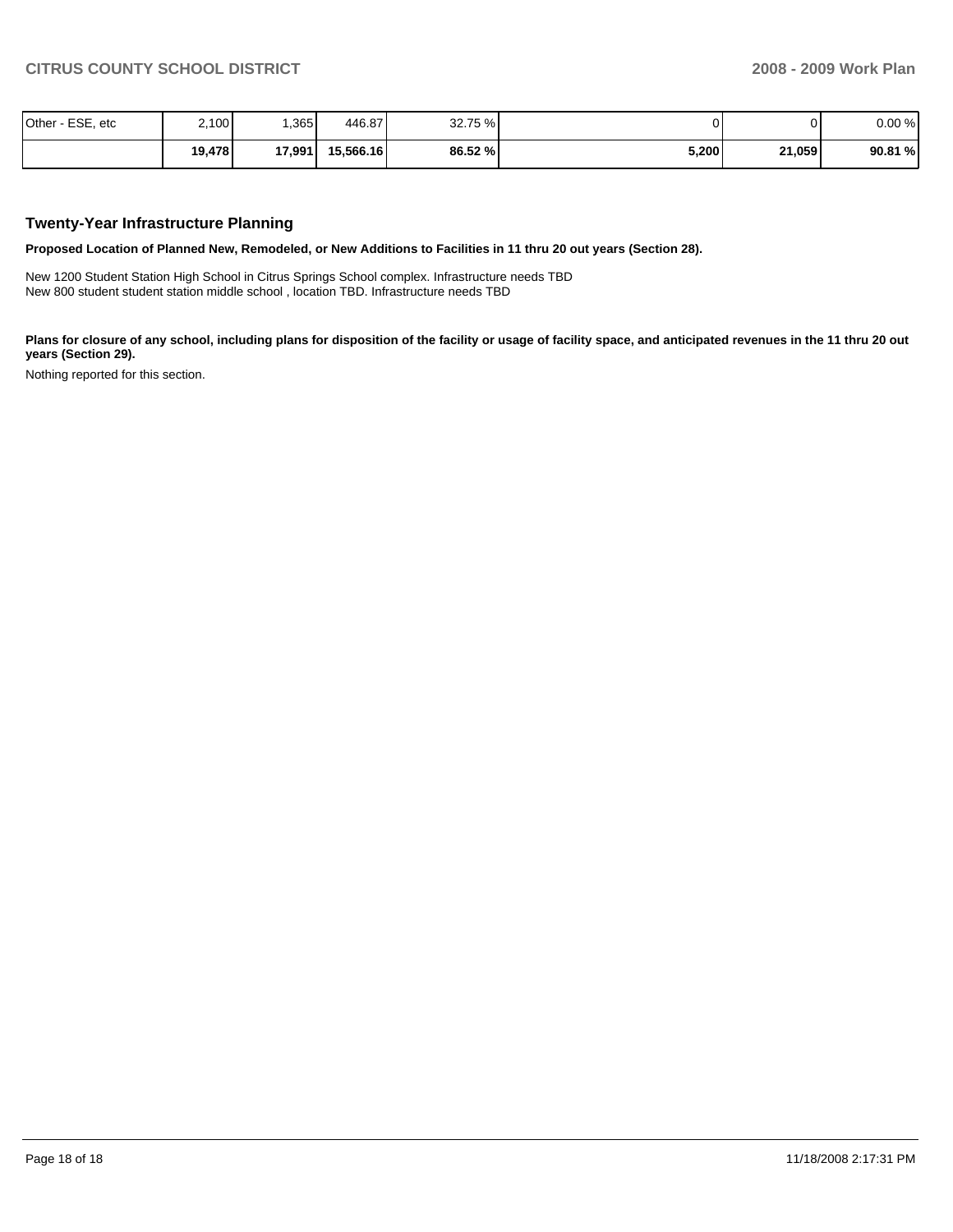| | | | | | | | |
|---|---|---|---|---|---|---|---|
| Other - ESE, etc | 2,100 | 1,365 | 446.87 | 32.75 % | 0 | 0 | 0.00 % |
| | **19,478** | **17,991** | **15,566.16** | **86.52 %** | **5,200** | **21,059** | **90.81 %** |

## Twenty-Year Infrastructure Planning

**Proposed Location of Planned New, Remodeled, or New Additions to Facilities in 11 thru 20 out years (Section 28).**

New 1200 Student Station High School in Citrus Springs School complex. Infrastructure needs TBD
New 800 student student station middle school , location TBD. Infrastructure needs TBD

**Plans for closure of any school, including plans for disposition of the facility or usage of facility space, and anticipated revenues in the 11 thru 20 out years (Section 29).**

Nothing reported for this section.